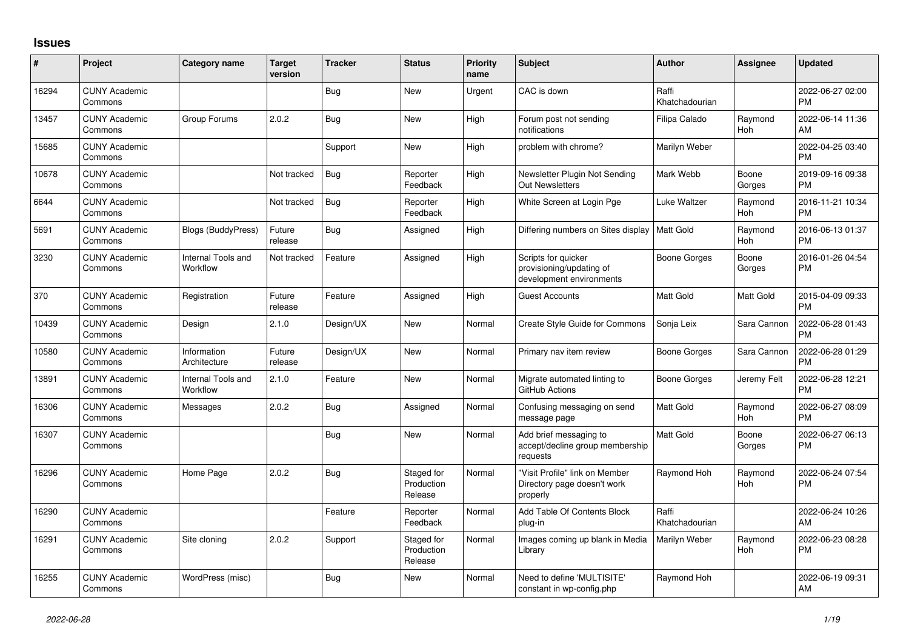## Issues

| # | Project | Category name | Target version | Tracker | Status | Priority name | Subject | Author | Assignee | Updated |
|---|---|---|---|---|---|---|---|---|---|---|
| 16294 | CUNY Academic Commons | | | Bug | New | Urgent | CAC is down | Raffi Khatchadourian | | 2022-06-27 02:00 PM |
| 13457 | CUNY Academic Commons | Group Forums | 2.0.2 | Bug | New | High | Forum post not sending notifications | Filipa Calado | Raymond Hoh | 2022-06-14 11:36 AM |
| 15685 | CUNY Academic Commons | | | Support | New | High | problem with chrome? | Marilyn Weber | | 2022-04-25 03:40 PM |
| 10678 | CUNY Academic Commons | | Not tracked | Bug | Reporter Feedback | High | Newsletter Plugin Not Sending Out Newsletters | Mark Webb | Boone Gorges | 2019-09-16 09:38 PM |
| 6644 | CUNY Academic Commons | | Not tracked | Bug | Reporter Feedback | High | White Screen at Login Pge | Luke Waltzer | Raymond Hoh | 2016-11-21 10:34 PM |
| 5691 | CUNY Academic Commons | Blogs (BuddyPress) | Future release | Bug | Assigned | High | Differing numbers on Sites display | Matt Gold | Raymond Hoh | 2016-06-13 01:37 PM |
| 3230 | CUNY Academic Commons | Internal Tools and Workflow | Not tracked | Feature | Assigned | High | Scripts for quicker provisioning/updating of development environments | Boone Gorges | Boone Gorges | 2016-01-26 04:54 PM |
| 370 | CUNY Academic Commons | Registration | Future release | Feature | Assigned | High | Guest Accounts | Matt Gold | Matt Gold | 2015-04-09 09:33 PM |
| 10439 | CUNY Academic Commons | Design | 2.1.0 | Design/UX | New | Normal | Create Style Guide for Commons | Sonja Leix | Sara Cannon | 2022-06-28 01:43 PM |
| 10580 | CUNY Academic Commons | Information Architecture | Future release | Design/UX | New | Normal | Primary nav item review | Boone Gorges | Sara Cannon | 2022-06-28 01:29 PM |
| 13891 | CUNY Academic Commons | Internal Tools and Workflow | 2.1.0 | Feature | New | Normal | Migrate automated linting to GitHub Actions | Boone Gorges | Jeremy Felt | 2022-06-28 12:21 PM |
| 16306 | CUNY Academic Commons | Messages | 2.0.2 | Bug | Assigned | Normal | Confusing messaging on send message page | Matt Gold | Raymond Hoh | 2022-06-27 08:09 PM |
| 16307 | CUNY Academic Commons | | | Bug | New | Normal | Add brief messaging to accept/decline group membership requests | Matt Gold | Boone Gorges | 2022-06-27 06:13 PM |
| 16296 | CUNY Academic Commons | Home Page | 2.0.2 | Bug | Staged for Production Release | Normal | "Visit Profile" link on Member Directory page doesn't work properly | Raymond Hoh | Raymond Hoh | 2022-06-24 07:54 PM |
| 16290 | CUNY Academic Commons | | | Feature | Reporter Feedback | Normal | Add Table Of Contents Block plug-in | Raffi Khatchadourian | | 2022-06-24 10:26 AM |
| 16291 | CUNY Academic Commons | Site cloning | 2.0.2 | Support | Staged for Production Release | Normal | Images coming up blank in Media Library | Marilyn Weber | Raymond Hoh | 2022-06-23 08:28 PM |
| 16255 | CUNY Academic Commons | WordPress (misc) | | Bug | New | Normal | Need to define 'MULTISITE' constant in wp-config.php | Raymond Hoh | | 2022-06-19 09:31 AM |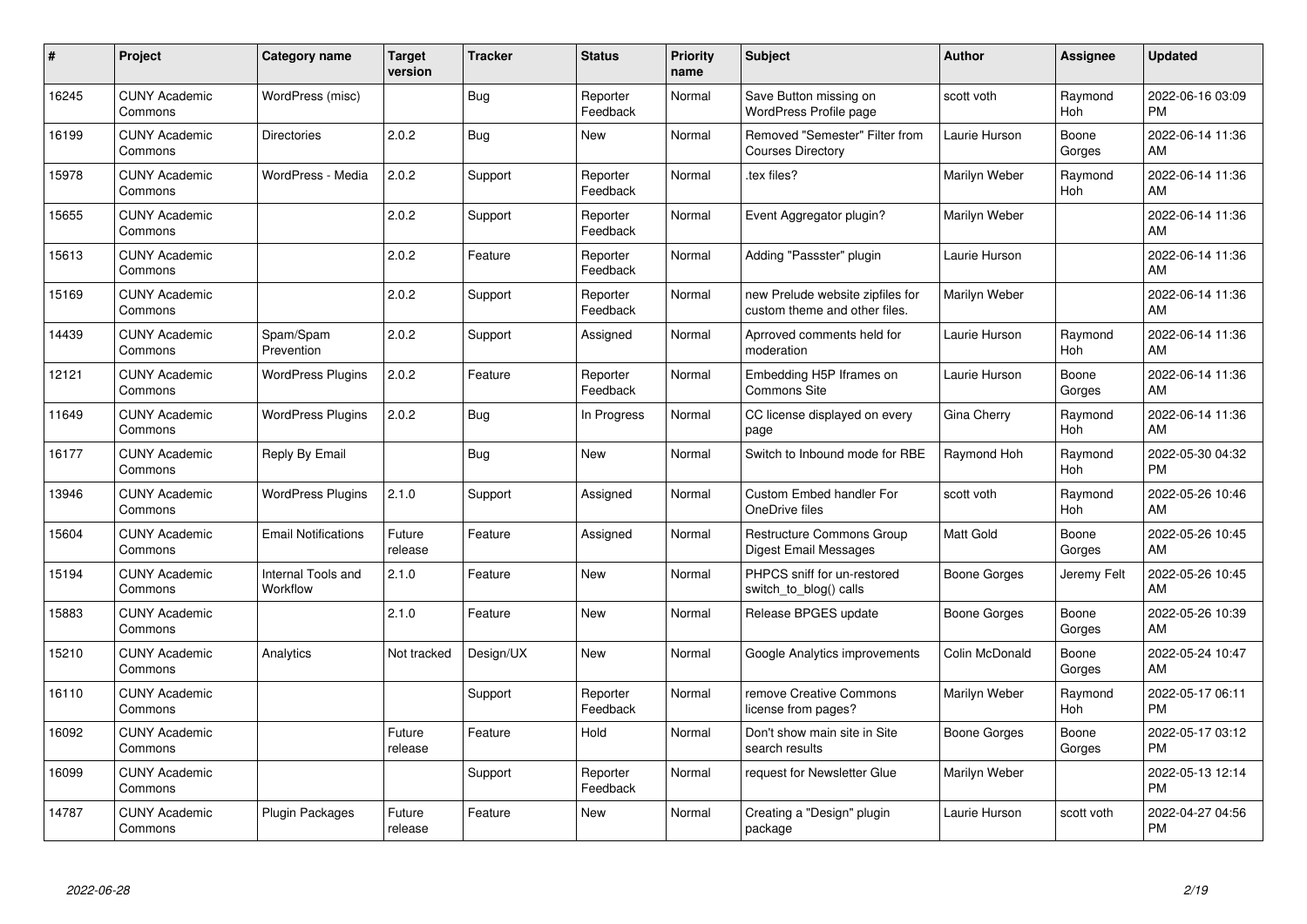| # | Project | Category name | Target version | Tracker | Status | Priority name | Subject | Author | Assignee | Updated |
|---|---|---|---|---|---|---|---|---|---|---|
| 16245 | CUNY Academic Commons | WordPress (misc) | | Bug | Reporter Feedback | Normal | Save Button missing on WordPress Profile page | scott voth | Raymond Hoh | 2022-06-16 03:09 PM |
| 16199 | CUNY Academic Commons | Directories | 2.0.2 | Bug | New | Normal | Removed "Semester" Filter from Courses Directory | Laurie Hurson | Boone Gorges | 2022-06-14 11:36 AM |
| 15978 | CUNY Academic Commons | WordPress - Media | 2.0.2 | Support | Reporter Feedback | Normal | .tex files? | Marilyn Weber | Raymond Hoh | 2022-06-14 11:36 AM |
| 15655 | CUNY Academic Commons | | 2.0.2 | Support | Reporter Feedback | Normal | Event Aggregator plugin? | Marilyn Weber | | 2022-06-14 11:36 AM |
| 15613 | CUNY Academic Commons | | 2.0.2 | Feature | Reporter Feedback | Normal | Adding "Passster" plugin | Laurie Hurson | | 2022-06-14 11:36 AM |
| 15169 | CUNY Academic Commons | | 2.0.2 | Support | Reporter Feedback | Normal | new Prelude website zipfiles for custom theme and other files. | Marilyn Weber | | 2022-06-14 11:36 AM |
| 14439 | CUNY Academic Commons | Spam/Spam Prevention | 2.0.2 | Support | Assigned | Normal | Aprroved comments held for moderation | Laurie Hurson | Raymond Hoh | 2022-06-14 11:36 AM |
| 12121 | CUNY Academic Commons | WordPress Plugins | 2.0.2 | Feature | Reporter Feedback | Normal | Embedding H5P Iframes on Commons Site | Laurie Hurson | Boone Gorges | 2022-06-14 11:36 AM |
| 11649 | CUNY Academic Commons | WordPress Plugins | 2.0.2 | Bug | In Progress | Normal | CC license displayed on every page | Gina Cherry | Raymond Hoh | 2022-06-14 11:36 AM |
| 16177 | CUNY Academic Commons | Reply By Email | | Bug | New | Normal | Switch to Inbound mode for RBE | Raymond Hoh | Raymond Hoh | 2022-05-30 04:32 PM |
| 13946 | CUNY Academic Commons | WordPress Plugins | 2.1.0 | Support | Assigned | Normal | Custom Embed handler For OneDrive files | scott voth | Raymond Hoh | 2022-05-26 10:46 AM |
| 15604 | CUNY Academic Commons | Email Notifications | Future release | Feature | Assigned | Normal | Restructure Commons Group Digest Email Messages | Matt Gold | Boone Gorges | 2022-05-26 10:45 AM |
| 15194 | CUNY Academic Commons | Internal Tools and Workflow | 2.1.0 | Feature | New | Normal | PHPCS sniff for un-restored switch_to_blog() calls | Boone Gorges | Jeremy Felt | 2022-05-26 10:45 AM |
| 15883 | CUNY Academic Commons | | 2.1.0 | Feature | New | Normal | Release BPGES update | Boone Gorges | Boone Gorges | 2022-05-26 10:39 AM |
| 15210 | CUNY Academic Commons | Analytics | Not tracked | Design/UX | New | Normal | Google Analytics improvements | Colin McDonald | Boone Gorges | 2022-05-24 10:47 AM |
| 16110 | CUNY Academic Commons | | | Support | Reporter Feedback | Normal | remove Creative Commons license from pages? | Marilyn Weber | Raymond Hoh | 2022-05-17 06:11 PM |
| 16092 | CUNY Academic Commons | | Future release | Feature | Hold | Normal | Don't show main site in Site search results | Boone Gorges | Boone Gorges | 2022-05-17 03:12 PM |
| 16099 | CUNY Academic Commons | | | Support | Reporter Feedback | Normal | request for Newsletter Glue | Marilyn Weber | | 2022-05-13 12:14 PM |
| 14787 | CUNY Academic Commons | Plugin Packages | Future release | Feature | New | Normal | Creating a "Design" plugin package | Laurie Hurson | scott voth | 2022-04-27 04:56 PM |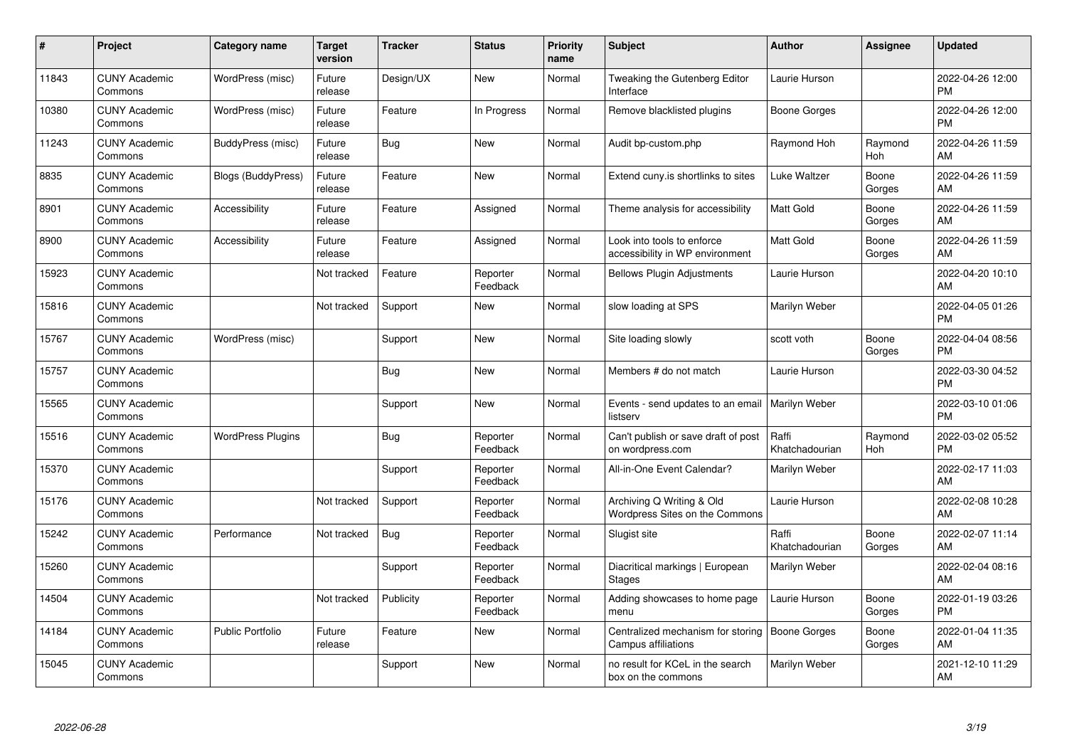| # | Project | Category name | Target version | Tracker | Status | Priority name | Subject | Author | Assignee | Updated |
|---|---|---|---|---|---|---|---|---|---|---|
| 11843 | CUNY Academic Commons | WordPress (misc) | Future release | Design/UX | New | Normal | Tweaking the Gutenberg Editor Interface | Laurie Hurson | | 2022-04-26 12:00 PM |
| 10380 | CUNY Academic Commons | WordPress (misc) | Future release | Feature | In Progress | Normal | Remove blacklisted plugins | Boone Gorges | | 2022-04-26 12:00 PM |
| 11243 | CUNY Academic Commons | BuddyPress (misc) | Future release | Bug | New | Normal | Audit bp-custom.php | Raymond Hoh | Raymond Hoh | 2022-04-26 11:59 AM |
| 8835 | CUNY Academic Commons | Blogs (BuddyPress) | Future release | Feature | New | Normal | Extend cuny.is shortlinks to sites | Luke Waltzer | Boone Gorges | 2022-04-26 11:59 AM |
| 8901 | CUNY Academic Commons | Accessibility | Future release | Feature | Assigned | Normal | Theme analysis for accessibility | Matt Gold | Boone Gorges | 2022-04-26 11:59 AM |
| 8900 | CUNY Academic Commons | Accessibility | Future release | Feature | Assigned | Normal | Look into tools to enforce accessibility in WP environment | Matt Gold | Boone Gorges | 2022-04-26 11:59 AM |
| 15923 | CUNY Academic Commons | | Not tracked | Feature | Reporter Feedback | Normal | Bellows Plugin Adjustments | Laurie Hurson | | 2022-04-20 10:10 AM |
| 15816 | CUNY Academic Commons | | Not tracked | Support | New | Normal | slow loading at SPS | Marilyn Weber | | 2022-04-05 01:26 PM |
| 15767 | CUNY Academic Commons | WordPress (misc) | | Support | New | Normal | Site loading slowly | scott voth | Boone Gorges | 2022-04-04 08:56 PM |
| 15757 | CUNY Academic Commons | | | Bug | New | Normal | Members # do not match | Laurie Hurson | | 2022-03-30 04:52 PM |
| 15565 | CUNY Academic Commons | | | Support | New | Normal | Events - send updates to an email listserv | Marilyn Weber | | 2022-03-10 01:06 PM |
| 15516 | CUNY Academic Commons | WordPress Plugins | | Bug | Reporter Feedback | Normal | Can't publish or save draft of post on wordpress.com | Raffi Khatchadourian | Raymond Hoh | 2022-03-02 05:52 PM |
| 15370 | CUNY Academic Commons | | | Support | Reporter Feedback | Normal | All-in-One Event Calendar? | Marilyn Weber | | 2022-02-17 11:03 AM |
| 15176 | CUNY Academic Commons | | Not tracked | Support | Reporter Feedback | Normal | Archiving Q Writing & Old Wordpress Sites on the Commons | Laurie Hurson | | 2022-02-08 10:28 AM |
| 15242 | CUNY Academic Commons | Performance | Not tracked | Bug | Reporter Feedback | Normal | Slugist site | Raffi Khatchadourian | Boone Gorges | 2022-02-07 11:14 AM |
| 15260 | CUNY Academic Commons | | | Support | Reporter Feedback | Normal | Diacritical markings \| European Stages | Marilyn Weber | | 2022-02-04 08:16 AM |
| 14504 | CUNY Academic Commons | | Not tracked | Publicity | Reporter Feedback | Normal | Adding showcases to home page menu | Laurie Hurson | Boone Gorges | 2022-01-19 03:26 PM |
| 14184 | CUNY Academic Commons | Public Portfolio | Future release | Feature | New | Normal | Centralized mechanism for storing Campus affiliations | Boone Gorges | Boone Gorges | 2022-01-04 11:35 AM |
| 15045 | CUNY Academic Commons | | | Support | New | Normal | no result for KCeL in the search box on the commons | Marilyn Weber | | 2021-12-10 11:29 AM |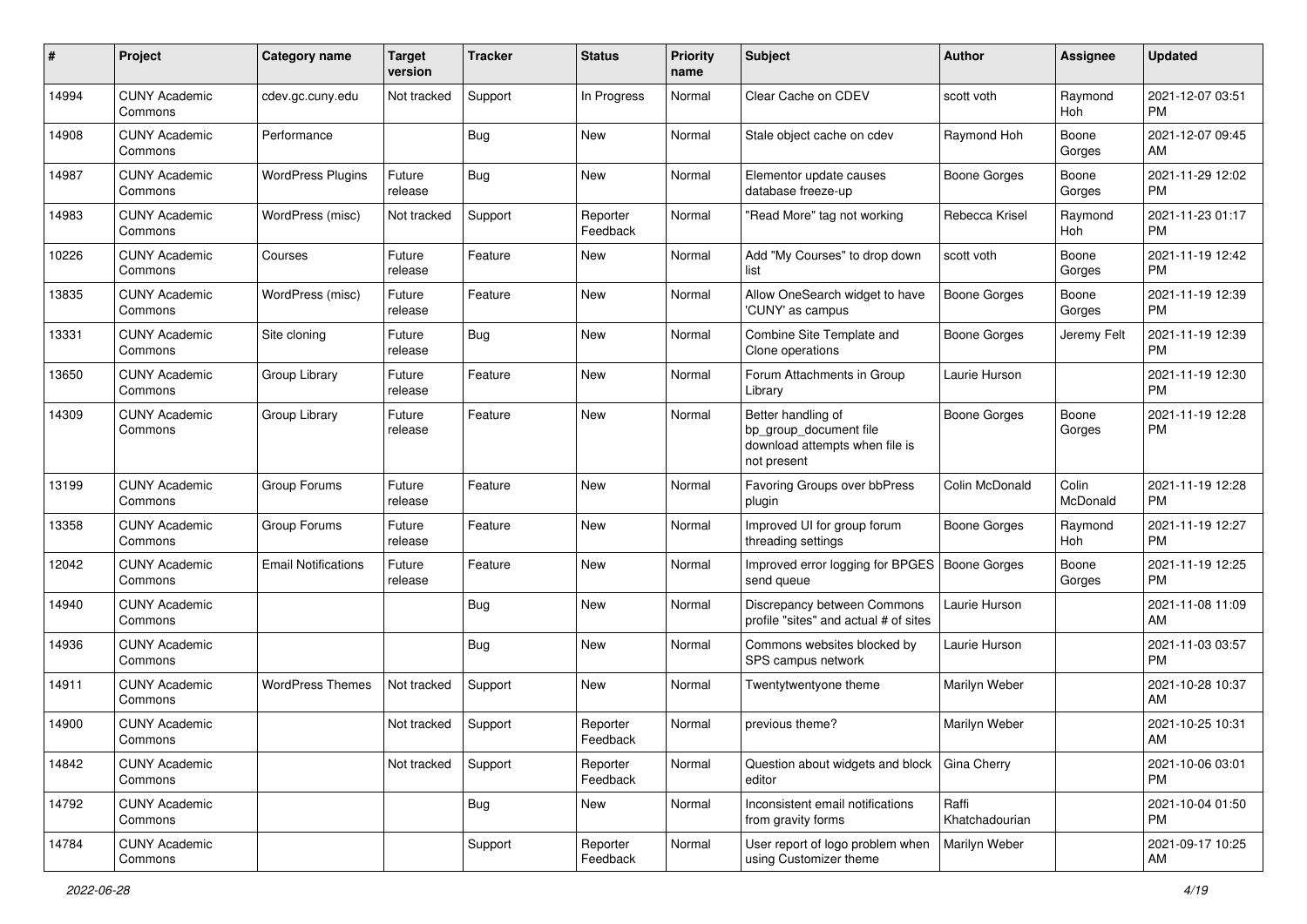| # | Project | Category name | Target version | Tracker | Status | Priority name | Subject | Author | Assignee | Updated |
|---|---|---|---|---|---|---|---|---|---|---|
| 14994 | CUNY Academic Commons | cdev.gc.cuny.edu | Not tracked | Support | In Progress | Normal | Clear Cache on CDEV | scott voth | Raymond Hoh | 2021-12-07 03:51 PM |
| 14908 | CUNY Academic Commons | Performance | | Bug | New | Normal | Stale object cache on cdev | Raymond Hoh | Boone Gorges | 2021-12-07 09:45 AM |
| 14987 | CUNY Academic Commons | WordPress Plugins | Future release | Bug | New | Normal | Elementor update causes database freeze-up | Boone Gorges | Boone Gorges | 2021-11-29 12:02 PM |
| 14983 | CUNY Academic Commons | WordPress (misc) | Not tracked | Support | Reporter Feedback | Normal | "Read More" tag not working | Rebecca Krisel | Raymond Hoh | 2021-11-23 01:17 PM |
| 10226 | CUNY Academic Commons | Courses | Future release | Feature | New | Normal | Add "My Courses" to drop down list | scott voth | Boone Gorges | 2021-11-19 12:42 PM |
| 13835 | CUNY Academic Commons | WordPress (misc) | Future release | Feature | New | Normal | Allow OneSearch widget to have 'CUNY' as campus | Boone Gorges | Boone Gorges | 2021-11-19 12:39 PM |
| 13331 | CUNY Academic Commons | Site cloning | Future release | Bug | New | Normal | Combine Site Template and Clone operations | Boone Gorges | Jeremy Felt | 2021-11-19 12:39 PM |
| 13650 | CUNY Academic Commons | Group Library | Future release | Feature | New | Normal | Forum Attachments in Group Library | Laurie Hurson | | 2021-11-19 12:30 PM |
| 14309 | CUNY Academic Commons | Group Library | Future release | Feature | New | Normal | Better handling of bp_group_document file download attempts when file is not present | Boone Gorges | Boone Gorges | 2021-11-19 12:28 PM |
| 13199 | CUNY Academic Commons | Group Forums | Future release | Feature | New | Normal | Favoring Groups over bbPress plugin | Colin McDonald | Colin McDonald | 2021-11-19 12:28 PM |
| 13358 | CUNY Academic Commons | Group Forums | Future release | Feature | New | Normal | Improved UI for group forum threading settings | Boone Gorges | Raymond Hoh | 2021-11-19 12:27 PM |
| 12042 | CUNY Academic Commons | Email Notifications | Future release | Feature | New | Normal | Improved error logging for BPGES send queue | Boone Gorges | Boone Gorges | 2021-11-19 12:25 PM |
| 14940 | CUNY Academic Commons | | | Bug | New | Normal | Discrepancy between Commons profile "sites" and actual # of sites | Laurie Hurson | | 2021-11-08 11:09 AM |
| 14936 | CUNY Academic Commons | | | Bug | New | Normal | Commons websites blocked by SPS campus network | Laurie Hurson | | 2021-11-03 03:57 PM |
| 14911 | CUNY Academic Commons | WordPress Themes | Not tracked | Support | New | Normal | Twentytwentyone theme | Marilyn Weber | | 2021-10-28 10:37 AM |
| 14900 | CUNY Academic Commons | | Not tracked | Support | Reporter Feedback | Normal | previous theme? | Marilyn Weber | | 2021-10-25 10:31 AM |
| 14842 | CUNY Academic Commons | | Not tracked | Support | Reporter Feedback | Normal | Question about widgets and block editor | Gina Cherry | | 2021-10-06 03:01 PM |
| 14792 | CUNY Academic Commons | | | Bug | New | Normal | Inconsistent email notifications from gravity forms | Raffi Khatchadourian | | 2021-10-04 01:50 PM |
| 14784 | CUNY Academic Commons | | | Support | Reporter Feedback | Normal | User report of logo problem when using Customizer theme | Marilyn Weber | | 2021-09-17 10:25 AM |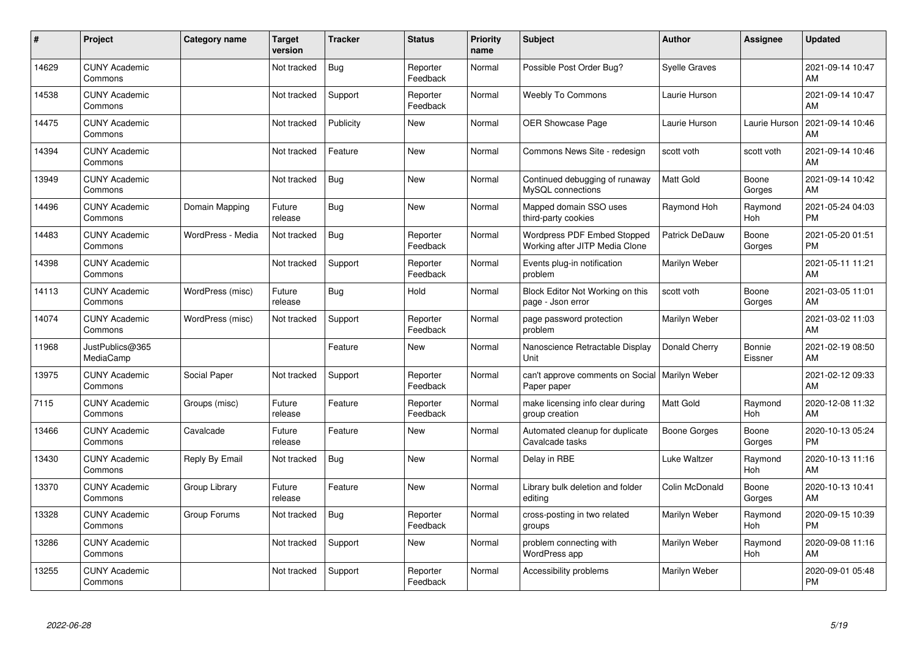| # | Project | Category name | Target version | Tracker | Status | Priority name | Subject | Author | Assignee | Updated |
|---|---|---|---|---|---|---|---|---|---|---|
| 14629 | CUNY Academic Commons | | Not tracked | Bug | Reporter Feedback | Normal | Possible Post Order Bug? | Syelle Graves | | 2021-09-14 10:47 AM |
| 14538 | CUNY Academic Commons | | Not tracked | Support | Reporter Feedback | Normal | Weebly To Commons | Laurie Hurson | | 2021-09-14 10:47 AM |
| 14475 | CUNY Academic Commons | | Not tracked | Publicity | New | Normal | OER Showcase Page | Laurie Hurson | Laurie Hurson | 2021-09-14 10:46 AM |
| 14394 | CUNY Academic Commons | | Not tracked | Feature | New | Normal | Commons News Site - redesign | scott voth | scott voth | 2021-09-14 10:46 AM |
| 13949 | CUNY Academic Commons | | Not tracked | Bug | New | Normal | Continued debugging of runaway MySQL connections | Matt Gold | Boone Gorges | 2021-09-14 10:42 AM |
| 14496 | CUNY Academic Commons | Domain Mapping | Future release | Bug | New | Normal | Mapped domain SSO uses third-party cookies | Raymond Hoh | Raymond Hoh | 2021-05-24 04:03 PM |
| 14483 | CUNY Academic Commons | WordPress - Media | Not tracked | Bug | Reporter Feedback | Normal | Wordpress PDF Embed Stopped Working after JITP Media Clone | Patrick DeDauw | Boone Gorges | 2021-05-20 01:51 PM |
| 14398 | CUNY Academic Commons | | Not tracked | Support | Reporter Feedback | Normal | Events plug-in notification problem | Marilyn Weber | | 2021-05-11 11:21 AM |
| 14113 | CUNY Academic Commons | WordPress (misc) | Future release | Bug | Hold | Normal | Block Editor Not Working on this page - Json error | scott voth | Boone Gorges | 2021-03-05 11:01 AM |
| 14074 | CUNY Academic Commons | WordPress (misc) | Not tracked | Support | Reporter Feedback | Normal | page password protection problem | Marilyn Weber | | 2021-03-02 11:03 AM |
| 11968 | JustPublics@365 MediaCamp | | | Feature | New | Normal | Nanoscience Retractable Display Unit | Donald Cherry | Bonnie Eissner | 2021-02-19 08:50 AM |
| 13975 | CUNY Academic Commons | Social Paper | Not tracked | Support | Reporter Feedback | Normal | can't approve comments on Social Paper paper | Marilyn Weber | | 2021-02-12 09:33 AM |
| 7115 | CUNY Academic Commons | Groups (misc) | Future release | Feature | Reporter Feedback | Normal | make licensing info clear during group creation | Matt Gold | Raymond Hoh | 2020-12-08 11:32 AM |
| 13466 | CUNY Academic Commons | Cavalcade | Future release | Feature | New | Normal | Automated cleanup for duplicate Cavalcade tasks | Boone Gorges | Boone Gorges | 2020-10-13 05:24 PM |
| 13430 | CUNY Academic Commons | Reply By Email | Not tracked | Bug | New | Normal | Delay in RBE | Luke Waltzer | Raymond Hoh | 2020-10-13 11:16 AM |
| 13370 | CUNY Academic Commons | Group Library | Future release | Feature | New | Normal | Library bulk deletion and folder editing | Colin McDonald | Boone Gorges | 2020-10-13 10:41 AM |
| 13328 | CUNY Academic Commons | Group Forums | Not tracked | Bug | Reporter Feedback | Normal | cross-posting in two related groups | Marilyn Weber | Raymond Hoh | 2020-09-15 10:39 PM |
| 13286 | CUNY Academic Commons | | Not tracked | Support | New | Normal | problem connecting with WordPress app | Marilyn Weber | Raymond Hoh | 2020-09-08 11:16 AM |
| 13255 | CUNY Academic Commons | | Not tracked | Support | Reporter Feedback | Normal | Accessibility problems | Marilyn Weber | | 2020-09-01 05:48 PM |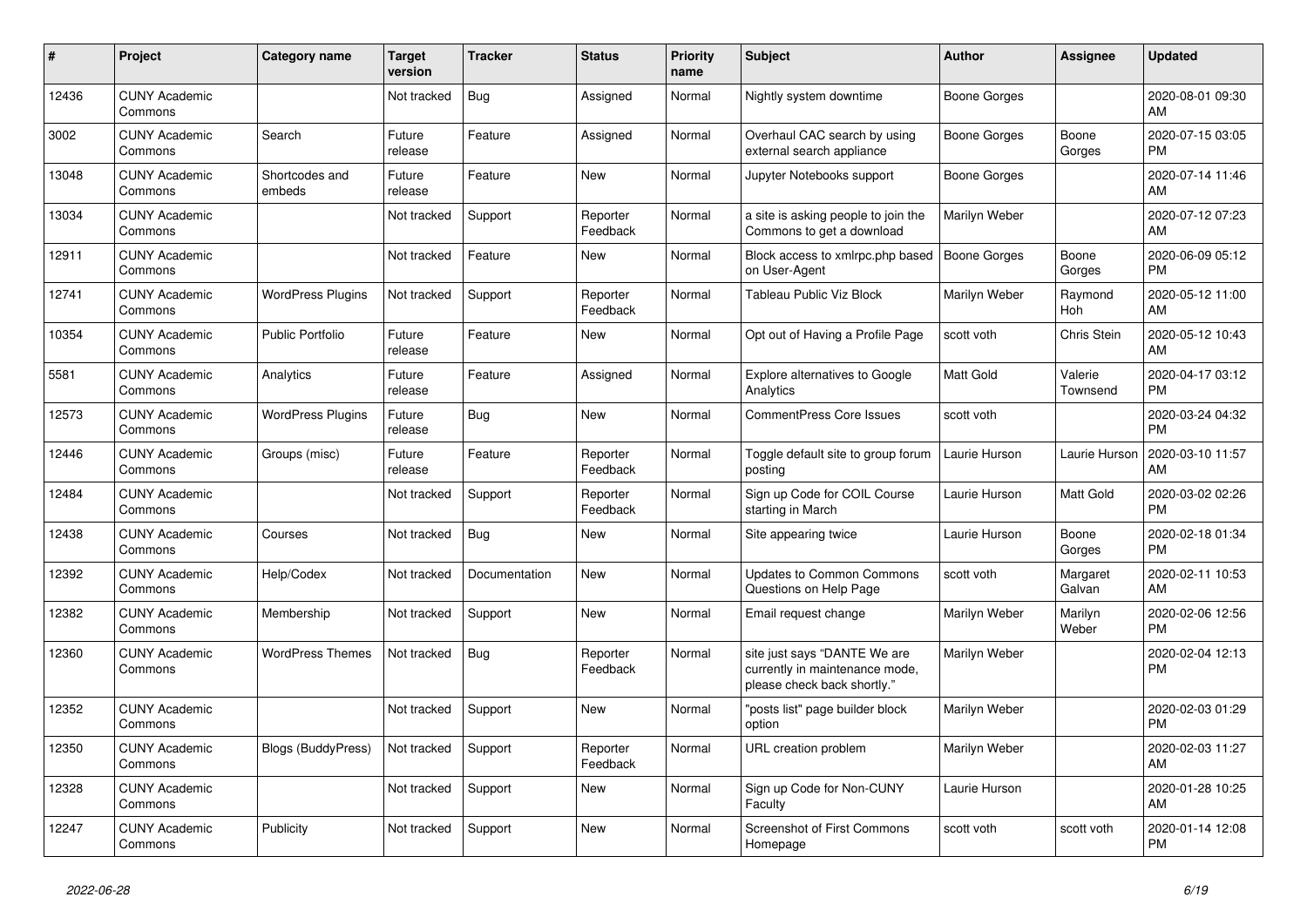| # | Project | Category name | Target version | Tracker | Status | Priority name | Subject | Author | Assignee | Updated |
|---|---|---|---|---|---|---|---|---|---|---|
| 12436 | CUNY Academic Commons | | Not tracked | Bug | Assigned | Normal | Nightly system downtime | Boone Gorges | | 2020-08-01 09:30 AM |
| 3002 | CUNY Academic Commons | Search | Future release | Feature | Assigned | Normal | Overhaul CAC search by using external search appliance | Boone Gorges | Boone Gorges | 2020-07-15 03:05 PM |
| 13048 | CUNY Academic Commons | Shortcodes and embeds | Future release | Feature | New | Normal | Jupyter Notebooks support | Boone Gorges | | 2020-07-14 11:46 AM |
| 13034 | CUNY Academic Commons | | Not tracked | Support | Reporter Feedback | Normal | a site is asking people to join the Commons to get a download | Marilyn Weber | | 2020-07-12 07:23 AM |
| 12911 | CUNY Academic Commons | | Not tracked | Feature | New | Normal | Block access to xmlrpc.php based on User-Agent | Boone Gorges | Boone Gorges | 2020-06-09 05:12 PM |
| 12741 | CUNY Academic Commons | WordPress Plugins | Not tracked | Support | Reporter Feedback | Normal | Tableau Public Viz Block | Marilyn Weber | Raymond Hoh | 2020-05-12 11:00 AM |
| 10354 | CUNY Academic Commons | Public Portfolio | Future release | Feature | New | Normal | Opt out of Having a Profile Page | scott voth | Chris Stein | 2020-05-12 10:43 AM |
| 5581 | CUNY Academic Commons | Analytics | Future release | Feature | Assigned | Normal | Explore alternatives to Google Analytics | Matt Gold | Valerie Townsend | 2020-04-17 03:12 PM |
| 12573 | CUNY Academic Commons | WordPress Plugins | Future release | Bug | New | Normal | CommentPress Core Issues | scott voth | | 2020-03-24 04:32 PM |
| 12446 | CUNY Academic Commons | Groups (misc) | Future release | Feature | Reporter Feedback | Normal | Toggle default site to group forum posting | Laurie Hurson | Laurie Hurson | 2020-03-10 11:57 AM |
| 12484 | CUNY Academic Commons | | Not tracked | Support | Reporter Feedback | Normal | Sign up Code for COIL Course starting in March | Laurie Hurson | Matt Gold | 2020-03-02 02:26 PM |
| 12438 | CUNY Academic Commons | Courses | Not tracked | Bug | New | Normal | Site appearing twice | Laurie Hurson | Boone Gorges | 2020-02-18 01:34 PM |
| 12392 | CUNY Academic Commons | Help/Codex | Not tracked | Documentation | New | Normal | Updates to Common Commons Questions on Help Page | scott voth | Margaret Galvan | 2020-02-11 10:53 AM |
| 12382 | CUNY Academic Commons | Membership | Not tracked | Support | New | Normal | Email request change | Marilyn Weber | Marilyn Weber | 2020-02-06 12:56 PM |
| 12360 | CUNY Academic Commons | WordPress Themes | Not tracked | Bug | Reporter Feedback | Normal | site just says "DANTE We are currently in maintenance mode, please check back shortly." | Marilyn Weber | | 2020-02-04 12:13 PM |
| 12352 | CUNY Academic Commons | | Not tracked | Support | New | Normal | "posts list" page builder block option | Marilyn Weber | | 2020-02-03 01:29 PM |
| 12350 | CUNY Academic Commons | Blogs (BuddyPress) | Not tracked | Support | Reporter Feedback | Normal | URL creation problem | Marilyn Weber | | 2020-02-03 11:27 AM |
| 12328 | CUNY Academic Commons | | Not tracked | Support | New | Normal | Sign up Code for Non-CUNY Faculty | Laurie Hurson | | 2020-01-28 10:25 AM |
| 12247 | CUNY Academic Commons | Publicity | Not tracked | Support | New | Normal | Screenshot of First Commons Homepage | scott voth | scott voth | 2020-01-14 12:08 PM |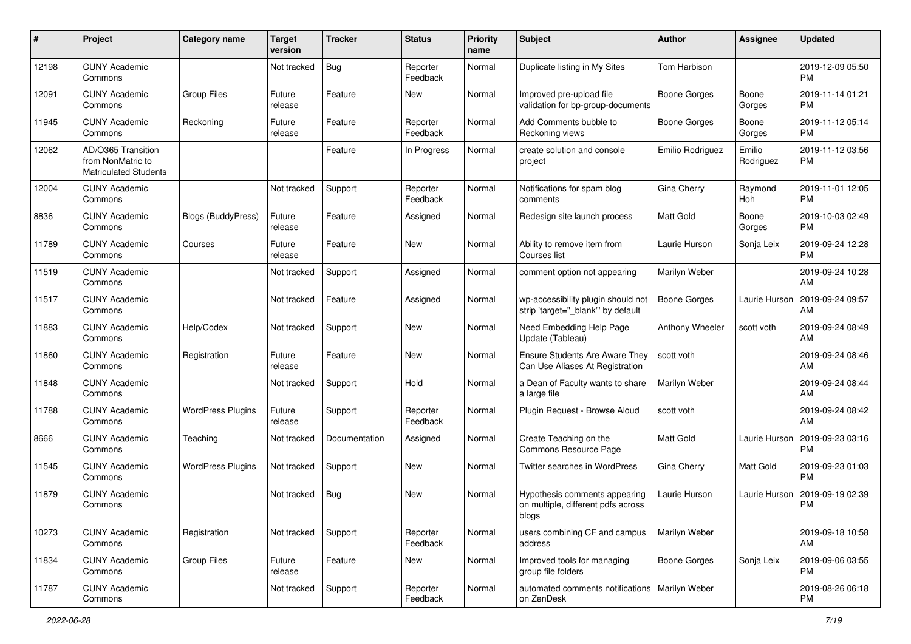| # | Project | Category name | Target version | Tracker | Status | Priority name | Subject | Author | Assignee | Updated |
|---|---|---|---|---|---|---|---|---|---|---|
| 12198 | CUNY Academic Commons | | Not tracked | Bug | Reporter Feedback | Normal | Duplicate listing in My Sites | Tom Harbison | | 2019-12-09 05:50 PM |
| 12091 | CUNY Academic Commons | Group Files | Future release | Feature | New | Normal | Improved pre-upload file validation for bp-group-documents | Boone Gorges | Boone Gorges | 2019-11-14 01:21 PM |
| 11945 | CUNY Academic Commons | Reckoning | Future release | Feature | Reporter Feedback | Normal | Add Comments bubble to Reckoning views | Boone Gorges | Boone Gorges | 2019-11-12 05:14 PM |
| 12062 | AD/O365 Transition from NonMatric to Matriculated Students | | | Feature | In Progress | Normal | create solution and console project | Emilio Rodriguez | Emilio Rodriguez | 2019-11-12 03:56 PM |
| 12004 | CUNY Academic Commons | | Not tracked | Support | Reporter Feedback | Normal | Notifications for spam blog comments | Gina Cherry | Raymond Hoh | 2019-11-01 12:05 PM |
| 8836 | CUNY Academic Commons | Blogs (BuddyPress) | Future release | Feature | Assigned | Normal | Redesign site launch process | Matt Gold | Boone Gorges | 2019-10-03 02:49 PM |
| 11789 | CUNY Academic Commons | Courses | Future release | Feature | New | Normal | Ability to remove item from Courses list | Laurie Hurson | Sonja Leix | 2019-09-24 12:28 PM |
| 11519 | CUNY Academic Commons | | Not tracked | Support | Assigned | Normal | comment option not appearing | Marilyn Weber | | 2019-09-24 10:28 AM |
| 11517 | CUNY Academic Commons | | Not tracked | Feature | Assigned | Normal | wp-accessibility plugin should not strip 'target="_blank"' by default | Boone Gorges | Laurie Hurson | 2019-09-24 09:57 AM |
| 11883 | CUNY Academic Commons | Help/Codex | Not tracked | Support | New | Normal | Need Embedding Help Page Update (Tableau) | Anthony Wheeler | scott voth | 2019-09-24 08:49 AM |
| 11860 | CUNY Academic Commons | Registration | Future release | Feature | New | Normal | Ensure Students Are Aware They Can Use Aliases At Registration | scott voth | | 2019-09-24 08:46 AM |
| 11848 | CUNY Academic Commons | | Not tracked | Support | Hold | Normal | a Dean of Faculty wants to share a large file | Marilyn Weber | | 2019-09-24 08:44 AM |
| 11788 | CUNY Academic Commons | WordPress Plugins | Future release | Support | Reporter Feedback | Normal | Plugin Request - Browse Aloud | scott voth | | 2019-09-24 08:42 AM |
| 8666 | CUNY Academic Commons | Teaching | Not tracked | Documentation | Assigned | Normal | Create Teaching on the Commons Resource Page | Matt Gold | Laurie Hurson | 2019-09-23 03:16 PM |
| 11545 | CUNY Academic Commons | WordPress Plugins | Not tracked | Support | New | Normal | Twitter searches in WordPress | Gina Cherry | Matt Gold | 2019-09-23 01:03 PM |
| 11879 | CUNY Academic Commons | | Not tracked | Bug | New | Normal | Hypothesis comments appearing on multiple, different pdfs across blogs | Laurie Hurson | Laurie Hurson | 2019-09-19 02:39 PM |
| 10273 | CUNY Academic Commons | Registration | Not tracked | Support | Reporter Feedback | Normal | users combining CF and campus address | Marilyn Weber | | 2019-09-18 10:58 AM |
| 11834 | CUNY Academic Commons | Group Files | Future release | Feature | New | Normal | Improved tools for managing group file folders | Boone Gorges | Sonja Leix | 2019-09-06 03:55 PM |
| 11787 | CUNY Academic Commons | | Not tracked | Support | Reporter Feedback | Normal | automated comments notifications on ZenDesk | Marilyn Weber | | 2019-08-26 06:18 PM |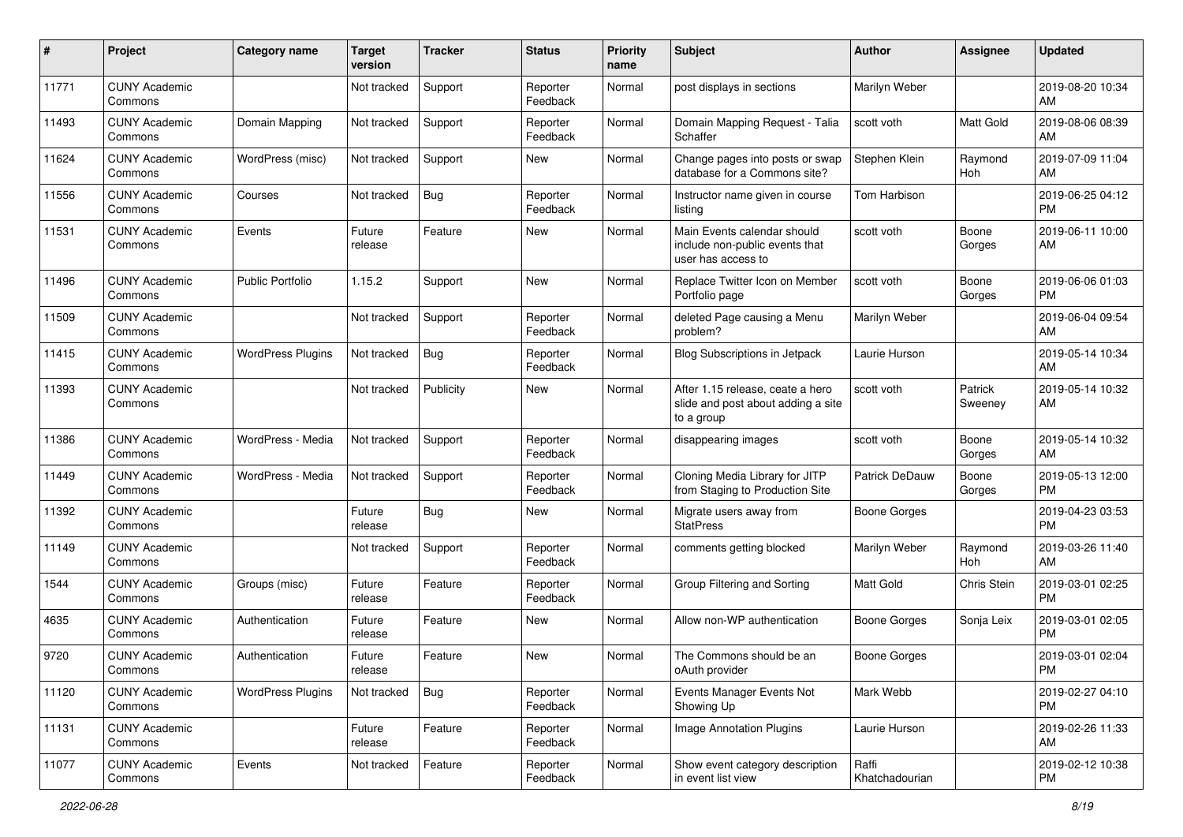| # | Project | Category name | Target version | Tracker | Status | Priority name | Subject | Author | Assignee | Updated |
|---|---|---|---|---|---|---|---|---|---|---|
| 11771 | CUNY Academic Commons | | Not tracked | Support | Reporter Feedback | Normal | post displays in sections | Marilyn Weber | | 2019-08-20 10:34 AM |
| 11493 | CUNY Academic Commons | Domain Mapping | Not tracked | Support | Reporter Feedback | Normal | Domain Mapping Request - Talia Schaffer | scott voth | Matt Gold | 2019-08-06 08:39 AM |
| 11624 | CUNY Academic Commons | WordPress (misc) | Not tracked | Support | New | Normal | Change pages into posts or swap database for a Commons site? | Stephen Klein | Raymond Hoh | 2019-07-09 11:04 AM |
| 11556 | CUNY Academic Commons | Courses | Not tracked | Bug | Reporter Feedback | Normal | Instructor name given in course listing | Tom Harbison | | 2019-06-25 04:12 PM |
| 11531 | CUNY Academic Commons | Events | Future release | Feature | New | Normal | Main Events calendar should include non-public events that user has access to | scott voth | Boone Gorges | 2019-06-11 10:00 AM |
| 11496 | CUNY Academic Commons | Public Portfolio | 1.15.2 | Support | New | Normal | Replace Twitter Icon on Member Portfolio page | scott voth | Boone Gorges | 2019-06-06 01:03 PM |
| 11509 | CUNY Academic Commons | | Not tracked | Support | Reporter Feedback | Normal | deleted Page causing a Menu problem? | Marilyn Weber | | 2019-06-04 09:54 AM |
| 11415 | CUNY Academic Commons | WordPress Plugins | Not tracked | Bug | Reporter Feedback | Normal | Blog Subscriptions in Jetpack | Laurie Hurson | | 2019-05-14 10:34 AM |
| 11393 | CUNY Academic Commons | | Not tracked | Publicity | New | Normal | After 1.15 release, ceate a hero slide and post about adding a site to a group | scott voth | Patrick Sweeney | 2019-05-14 10:32 AM |
| 11386 | CUNY Academic Commons | WordPress - Media | Not tracked | Support | Reporter Feedback | Normal | disappearing images | scott voth | Boone Gorges | 2019-05-14 10:32 AM |
| 11449 | CUNY Academic Commons | WordPress - Media | Not tracked | Support | Reporter Feedback | Normal | Cloning Media Library for JITP from Staging to Production Site | Patrick DeDauw | Boone Gorges | 2019-05-13 12:00 PM |
| 11392 | CUNY Academic Commons | | Future release | Bug | New | Normal | Migrate users away from StatPress | Boone Gorges | | 2019-04-23 03:53 PM |
| 11149 | CUNY Academic Commons | | Not tracked | Support | Reporter Feedback | Normal | comments getting blocked | Marilyn Weber | Raymond Hoh | 2019-03-26 11:40 AM |
| 1544 | CUNY Academic Commons | Groups (misc) | Future release | Feature | Reporter Feedback | Normal | Group Filtering and Sorting | Matt Gold | Chris Stein | 2019-03-01 02:25 PM |
| 4635 | CUNY Academic Commons | Authentication | Future release | Feature | New | Normal | Allow non-WP authentication | Boone Gorges | Sonja Leix | 2019-03-01 02:05 PM |
| 9720 | CUNY Academic Commons | Authentication | Future release | Feature | New | Normal | The Commons should be an oAuth provider | Boone Gorges | | 2019-03-01 02:04 PM |
| 11120 | CUNY Academic Commons | WordPress Plugins | Not tracked | Bug | Reporter Feedback | Normal | Events Manager Events Not Showing Up | Mark Webb | | 2019-02-27 04:10 PM |
| 11131 | CUNY Academic Commons | | Future release | Feature | Reporter Feedback | Normal | Image Annotation Plugins | Laurie Hurson | | 2019-02-26 11:33 AM |
| 11077 | CUNY Academic Commons | Events | Not tracked | Feature | Reporter Feedback | Normal | Show event category description in event list view | Raffi Khatchadourian | | 2019-02-12 10:38 PM |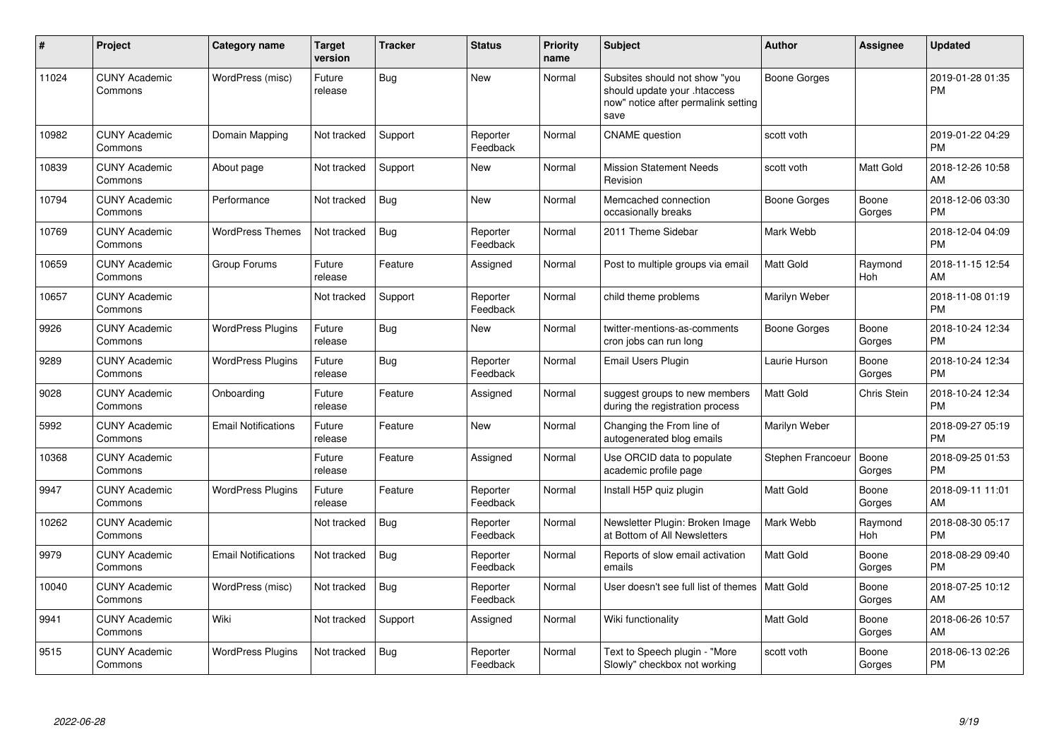| # | Project | Category name | Target version | Tracker | Status | Priority name | Subject | Author | Assignee | Updated |
|---|---|---|---|---|---|---|---|---|---|---|
| 11024 | CUNY Academic Commons | WordPress (misc) | Future release | Bug | New | Normal | Subsites should not show "you should update your .htaccess now" notice after permalink setting save | Boone Gorges | | 2019-01-28 01:35 PM |
| 10982 | CUNY Academic Commons | Domain Mapping | Not tracked | Support | Reporter Feedback | Normal | CNAME question | scott voth | | 2019-01-22 04:29 PM |
| 10839 | CUNY Academic Commons | About page | Not tracked | Support | New | Normal | Mission Statement Needs Revision | scott voth | Matt Gold | 2018-12-26 10:58 AM |
| 10794 | CUNY Academic Commons | Performance | Not tracked | Bug | New | Normal | Memcached connection occasionally breaks | Boone Gorges | Boone Gorges | 2018-12-06 03:30 PM |
| 10769 | CUNY Academic Commons | WordPress Themes | Not tracked | Bug | Reporter Feedback | Normal | 2011 Theme Sidebar | Mark Webb | | 2018-12-04 04:09 PM |
| 10659 | CUNY Academic Commons | Group Forums | Future release | Feature | Assigned | Normal | Post to multiple groups via email | Matt Gold | Raymond Hoh | 2018-11-15 12:54 AM |
| 10657 | CUNY Academic Commons | | Not tracked | Support | Reporter Feedback | Normal | child theme problems | Marilyn Weber | | 2018-11-08 01:19 PM |
| 9926 | CUNY Academic Commons | WordPress Plugins | Future release | Bug | New | Normal | twitter-mentions-as-comments cron jobs can run long | Boone Gorges | Boone Gorges | 2018-10-24 12:34 PM |
| 9289 | CUNY Academic Commons | WordPress Plugins | Future release | Bug | Reporter Feedback | Normal | Email Users Plugin | Laurie Hurson | Boone Gorges | 2018-10-24 12:34 PM |
| 9028 | CUNY Academic Commons | Onboarding | Future release | Feature | Assigned | Normal | suggest groups to new members during the registration process | Matt Gold | Chris Stein | 2018-10-24 12:34 PM |
| 5992 | CUNY Academic Commons | Email Notifications | Future release | Feature | New | Normal | Changing the From line of autogenerated blog emails | Marilyn Weber | | 2018-09-27 05:19 PM |
| 10368 | CUNY Academic Commons | | Future release | Feature | Assigned | Normal | Use ORCID data to populate academic profile page | Stephen Francoeur | Boone Gorges | 2018-09-25 01:53 PM |
| 9947 | CUNY Academic Commons | WordPress Plugins | Future release | Feature | Reporter Feedback | Normal | Install H5P quiz plugin | Matt Gold | Boone Gorges | 2018-09-11 11:01 AM |
| 10262 | CUNY Academic Commons | | Not tracked | Bug | Reporter Feedback | Normal | Newsletter Plugin: Broken Image at Bottom of All Newsletters | Mark Webb | Raymond Hoh | 2018-08-30 05:17 PM |
| 9979 | CUNY Academic Commons | Email Notifications | Not tracked | Bug | Reporter Feedback | Normal | Reports of slow email activation emails | Matt Gold | Boone Gorges | 2018-08-29 09:40 PM |
| 10040 | CUNY Academic Commons | WordPress (misc) | Not tracked | Bug | Reporter Feedback | Normal | User doesn't see full list of themes | Matt Gold | Boone Gorges | 2018-07-25 10:12 AM |
| 9941 | CUNY Academic Commons | Wiki | Not tracked | Support | Assigned | Normal | Wiki functionality | Matt Gold | Boone Gorges | 2018-06-26 10:57 AM |
| 9515 | CUNY Academic Commons | WordPress Plugins | Not tracked | Bug | Reporter Feedback | Normal | Text to Speech plugin - "More Slowly" checkbox not working | scott voth | Boone Gorges | 2018-06-13 02:26 PM |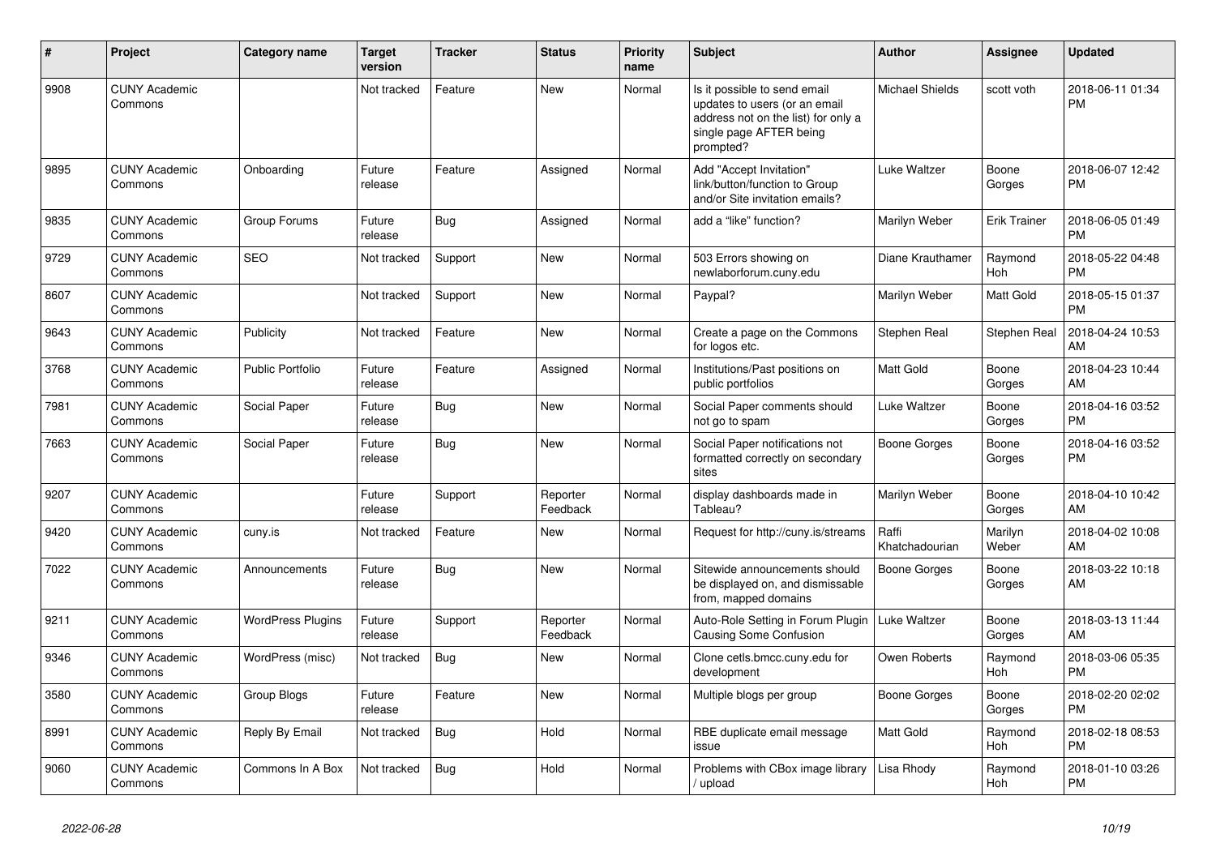| # | Project | Category name | Target version | Tracker | Status | Priority name | Subject | Author | Assignee | Updated |
|---|---|---|---|---|---|---|---|---|---|---|
| 9908 | CUNY Academic Commons | | Not tracked | Feature | New | Normal | Is it possible to send email updates to users (or an email address not on the list) for only a single page AFTER being prompted? | Michael Shields | scott voth | 2018-06-11 01:34 PM |
| 9895 | CUNY Academic Commons | Onboarding | Future release | Feature | Assigned | Normal | Add "Accept Invitation" link/button/function to Group and/or Site invitation emails? | Luke Waltzer | Boone Gorges | 2018-06-07 12:42 PM |
| 9835 | CUNY Academic Commons | Group Forums | Future release | Bug | Assigned | Normal | add a “like” function? | Marilyn Weber | Erik Trainer | 2018-06-05 01:49 PM |
| 9729 | CUNY Academic Commons | SEO | Not tracked | Support | New | Normal | 503 Errors showing on newlaborforum.cuny.edu | Diane Krauthamer | Raymond Hoh | 2018-05-22 04:48 PM |
| 8607 | CUNY Academic Commons | | Not tracked | Support | New | Normal | Paypal? | Marilyn Weber | Matt Gold | 2018-05-15 01:37 PM |
| 9643 | CUNY Academic Commons | Publicity | Not tracked | Feature | New | Normal | Create a page on the Commons for logos etc. | Stephen Real | Stephen Real | 2018-04-24 10:53 AM |
| 3768 | CUNY Academic Commons | Public Portfolio | Future release | Feature | Assigned | Normal | Institutions/Past positions on public portfolios | Matt Gold | Boone Gorges | 2018-04-23 10:44 AM |
| 7981 | CUNY Academic Commons | Social Paper | Future release | Bug | New | Normal | Social Paper comments should not go to spam | Luke Waltzer | Boone Gorges | 2018-04-16 03:52 PM |
| 7663 | CUNY Academic Commons | Social Paper | Future release | Bug | New | Normal | Social Paper notifications not formatted correctly on secondary sites | Boone Gorges | Boone Gorges | 2018-04-16 03:52 PM |
| 9207 | CUNY Academic Commons | | Future release | Support | Reporter Feedback | Normal | display dashboards made in Tableau? | Marilyn Weber | Boone Gorges | 2018-04-10 10:42 AM |
| 9420 | CUNY Academic Commons | cuny.is | Not tracked | Feature | New | Normal | Request for http://cuny.is/streams | Raffi Khatchadourian | Marilyn Weber | 2018-04-02 10:08 AM |
| 7022 | CUNY Academic Commons | Announcements | Future release | Bug | New | Normal | Sitewide announcements should be displayed on, and dismissable from, mapped domains | Boone Gorges | Boone Gorges | 2018-03-22 10:18 AM |
| 9211 | CUNY Academic Commons | WordPress Plugins | Future release | Support | Reporter Feedback | Normal | Auto-Role Setting in Forum Plugin Causing Some Confusion | Luke Waltzer | Boone Gorges | 2018-03-13 11:44 AM |
| 9346 | CUNY Academic Commons | WordPress (misc) | Not tracked | Bug | New | Normal | Clone cetls.bmcc.cuny.edu for development | Owen Roberts | Raymond Hoh | 2018-03-06 05:35 PM |
| 3580 | CUNY Academic Commons | Group Blogs | Future release | Feature | New | Normal | Multiple blogs per group | Boone Gorges | Boone Gorges | 2018-02-20 02:02 PM |
| 8991 | CUNY Academic Commons | Reply By Email | Not tracked | Bug | Hold | Normal | RBE duplicate email message issue | Matt Gold | Raymond Hoh | 2018-02-18 08:53 PM |
| 9060 | CUNY Academic Commons | Commons In A Box | Not tracked | Bug | Hold | Normal | Problems with CBox image library / upload | Lisa Rhody | Raymond Hoh | 2018-01-10 03:26 PM |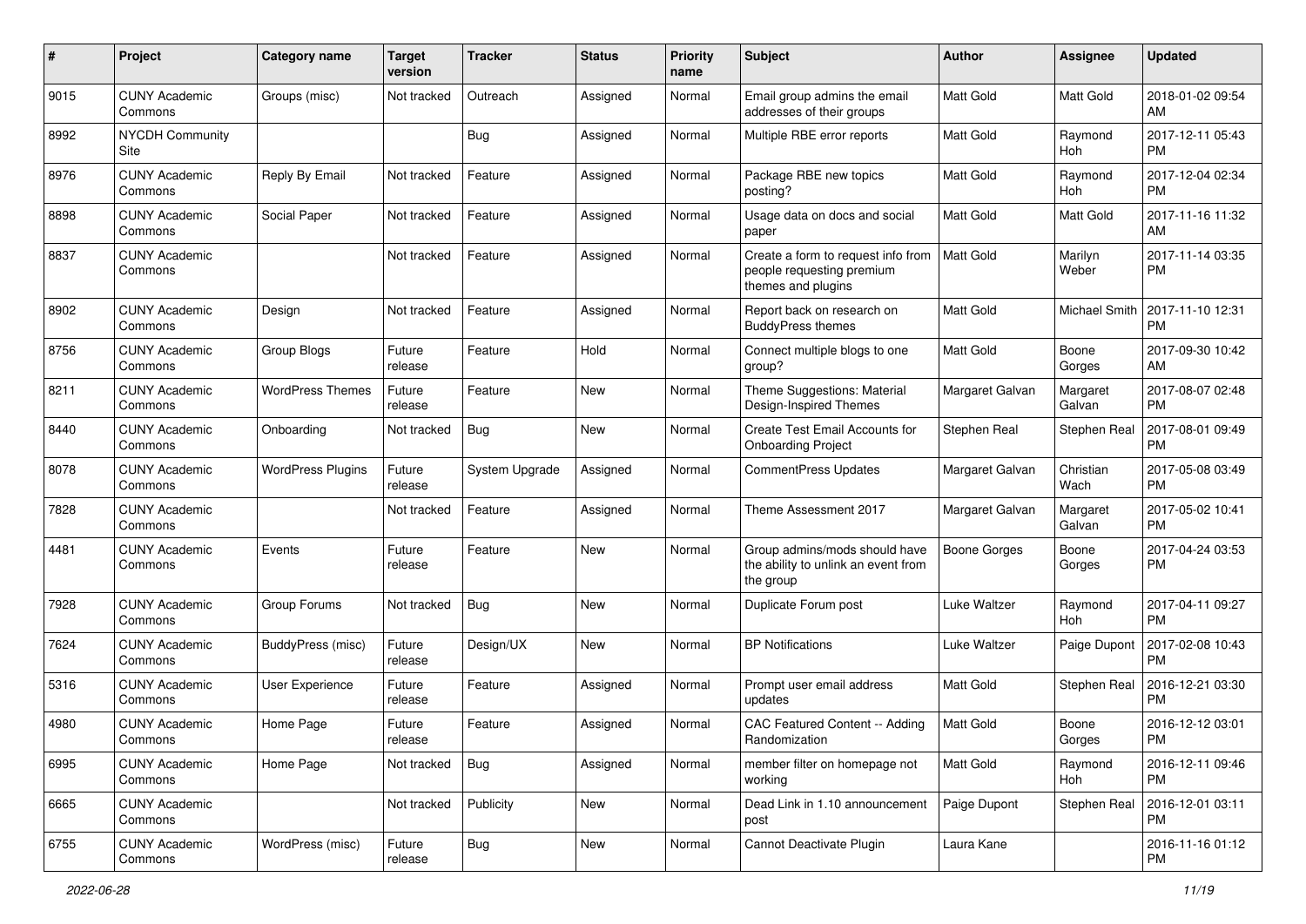| # | Project | Category name | Target version | Tracker | Status | Priority name | Subject | Author | Assignee | Updated |
|---|---|---|---|---|---|---|---|---|---|---|
| 9015 | CUNY Academic Commons | Groups (misc) | Not tracked | Outreach | Assigned | Normal | Email group admins the email addresses of their groups | Matt Gold | Matt Gold | 2018-01-02 09:54 AM |
| 8992 | NYCDH Community Site | | | Bug | Assigned | Normal | Multiple RBE error reports | Matt Gold | Raymond Hoh | 2017-12-11 05:43 PM |
| 8976 | CUNY Academic Commons | Reply By Email | Not tracked | Feature | Assigned | Normal | Package RBE new topics posting? | Matt Gold | Raymond Hoh | 2017-12-04 02:34 PM |
| 8898 | CUNY Academic Commons | Social Paper | Not tracked | Feature | Assigned | Normal | Usage data on docs and social paper | Matt Gold | Matt Gold | 2017-11-16 11:32 AM |
| 8837 | CUNY Academic Commons | | Not tracked | Feature | Assigned | Normal | Create a form to request info from people requesting premium themes and plugins | Matt Gold | Marilyn Weber | 2017-11-14 03:35 PM |
| 8902 | CUNY Academic Commons | Design | Not tracked | Feature | Assigned | Normal | Report back on research on BuddyPress themes | Matt Gold | Michael Smith | 2017-11-10 12:31 PM |
| 8756 | CUNY Academic Commons | Group Blogs | Future release | Feature | Hold | Normal | Connect multiple blogs to one group? | Matt Gold | Boone Gorges | 2017-09-30 10:42 AM |
| 8211 | CUNY Academic Commons | WordPress Themes | Future release | Feature | New | Normal | Theme Suggestions: Material Design-Inspired Themes | Margaret Galvan | Margaret Galvan | 2017-08-07 02:48 PM |
| 8440 | CUNY Academic Commons | Onboarding | Not tracked | Bug | New | Normal | Create Test Email Accounts for Onboarding Project | Stephen Real | Stephen Real | 2017-08-01 09:49 PM |
| 8078 | CUNY Academic Commons | WordPress Plugins | Future release | System Upgrade | Assigned | Normal | CommentPress Updates | Margaret Galvan | Christian Wach | 2017-05-08 03:49 PM |
| 7828 | CUNY Academic Commons | | Not tracked | Feature | Assigned | Normal | Theme Assessment 2017 | Margaret Galvan | Margaret Galvan | 2017-05-02 10:41 PM |
| 4481 | CUNY Academic Commons | Events | Future release | Feature | New | Normal | Group admins/mods should have the ability to unlink an event from the group | Boone Gorges | Boone Gorges | 2017-04-24 03:53 PM |
| 7928 | CUNY Academic Commons | Group Forums | Not tracked | Bug | New | Normal | Duplicate Forum post | Luke Waltzer | Raymond Hoh | 2017-04-11 09:27 PM |
| 7624 | CUNY Academic Commons | BuddyPress (misc) | Future release | Design/UX | New | Normal | BP Notifications | Luke Waltzer | Paige Dupont | 2017-02-08 10:43 PM |
| 5316 | CUNY Academic Commons | User Experience | Future release | Feature | Assigned | Normal | Prompt user email address updates | Matt Gold | Stephen Real | 2016-12-21 03:30 PM |
| 4980 | CUNY Academic Commons | Home Page | Future release | Feature | Assigned | Normal | CAC Featured Content -- Adding Randomization | Matt Gold | Boone Gorges | 2016-12-12 03:01 PM |
| 6995 | CUNY Academic Commons | Home Page | Not tracked | Bug | Assigned | Normal | member filter on homepage not working | Matt Gold | Raymond Hoh | 2016-12-11 09:46 PM |
| 6665 | CUNY Academic Commons | | Not tracked | Publicity | New | Normal | Dead Link in 1.10 announcement post | Paige Dupont | Stephen Real | 2016-12-01 03:11 PM |
| 6755 | CUNY Academic Commons | WordPress (misc) | Future release | Bug | New | Normal | Cannot Deactivate Plugin | Laura Kane | | 2016-11-16 01:12 PM |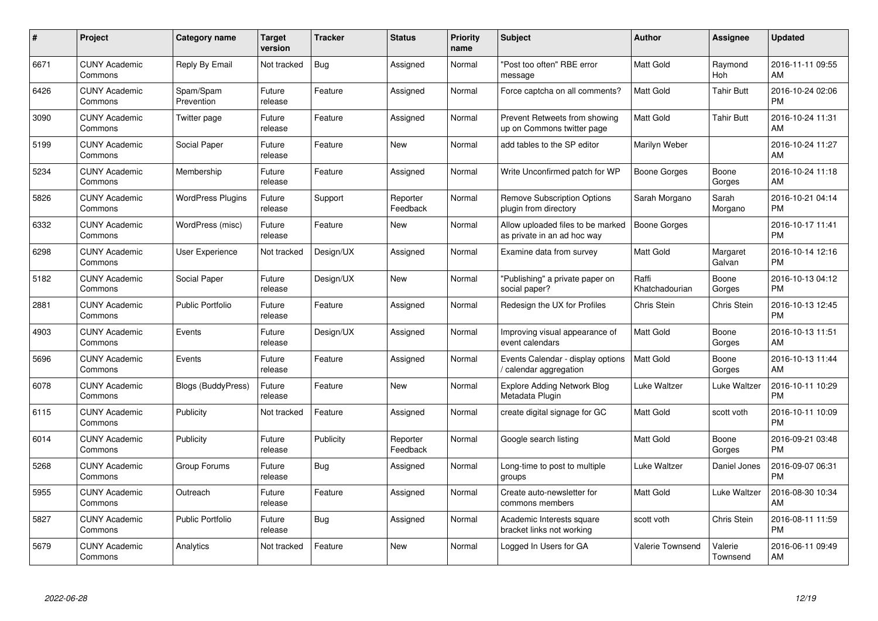| # | Project | Category name | Target version | Tracker | Status | Priority name | Subject | Author | Assignee | Updated |
|---|---|---|---|---|---|---|---|---|---|---|
| 6671 | CUNY Academic Commons | Reply By Email | Not tracked | Bug | Assigned | Normal | "Post too often" RBE error message | Matt Gold | Raymond Hoh | 2016-11-11 09:55 AM |
| 6426 | CUNY Academic Commons | Spam/Spam Prevention | Future release | Feature | Assigned | Normal | Force captcha on all comments? | Matt Gold | Tahir Butt | 2016-10-24 02:06 PM |
| 3090 | CUNY Academic Commons | Twitter page | Future release | Feature | Assigned | Normal | Prevent Retweets from showing up on Commons twitter page | Matt Gold | Tahir Butt | 2016-10-24 11:31 AM |
| 5199 | CUNY Academic Commons | Social Paper | Future release | Feature | New | Normal | add tables to the SP editor | Marilyn Weber | | 2016-10-24 11:27 AM |
| 5234 | CUNY Academic Commons | Membership | Future release | Feature | Assigned | Normal | Write Unconfirmed patch for WP | Boone Gorges | Boone Gorges | 2016-10-24 11:18 AM |
| 5826 | CUNY Academic Commons | WordPress Plugins | Future release | Support | Reporter Feedback | Normal | Remove Subscription Options plugin from directory | Sarah Morgano | Sarah Morgano | 2016-10-21 04:14 PM |
| 6332 | CUNY Academic Commons | WordPress (misc) | Future release | Feature | New | Normal | Allow uploaded files to be marked as private in an ad hoc way | Boone Gorges | | 2016-10-17 11:41 PM |
| 6298 | CUNY Academic Commons | User Experience | Not tracked | Design/UX | Assigned | Normal | Examine data from survey | Matt Gold | Margaret Galvan | 2016-10-14 12:16 PM |
| 5182 | CUNY Academic Commons | Social Paper | Future release | Design/UX | New | Normal | "Publishing" a private paper on social paper? | Raffi Khatchadourian | Boone Gorges | 2016-10-13 04:12 PM |
| 2881 | CUNY Academic Commons | Public Portfolio | Future release | Feature | Assigned | Normal | Redesign the UX for Profiles | Chris Stein | Chris Stein | 2016-10-13 12:45 PM |
| 4903 | CUNY Academic Commons | Events | Future release | Design/UX | Assigned | Normal | Improving visual appearance of event calendars | Matt Gold | Boone Gorges | 2016-10-13 11:51 AM |
| 5696 | CUNY Academic Commons | Events | Future release | Feature | Assigned | Normal | Events Calendar - display options / calendar aggregation | Matt Gold | Boone Gorges | 2016-10-13 11:44 AM |
| 6078 | CUNY Academic Commons | Blogs (BuddyPress) | Future release | Feature | New | Normal | Explore Adding Network Blog Metadata Plugin | Luke Waltzer | Luke Waltzer | 2016-10-11 10:29 PM |
| 6115 | CUNY Academic Commons | Publicity | Not tracked | Feature | Assigned | Normal | create digital signage for GC | Matt Gold | scott voth | 2016-10-11 10:09 PM |
| 6014 | CUNY Academic Commons | Publicity | Future release | Publicity | Reporter Feedback | Normal | Google search listing | Matt Gold | Boone Gorges | 2016-09-21 03:48 PM |
| 5268 | CUNY Academic Commons | Group Forums | Future release | Bug | Assigned | Normal | Long-time to post to multiple groups | Luke Waltzer | Daniel Jones | 2016-09-07 06:31 PM |
| 5955 | CUNY Academic Commons | Outreach | Future release | Feature | Assigned | Normal | Create auto-newsletter for commons members | Matt Gold | Luke Waltzer | 2016-08-30 10:34 AM |
| 5827 | CUNY Academic Commons | Public Portfolio | Future release | Bug | Assigned | Normal | Academic Interests square bracket links not working | scott voth | Chris Stein | 2016-08-11 11:59 PM |
| 5679 | CUNY Academic Commons | Analytics | Not tracked | Feature | New | Normal | Logged In Users for GA | Valerie Townsend | Valerie Townsend | 2016-06-11 09:49 AM |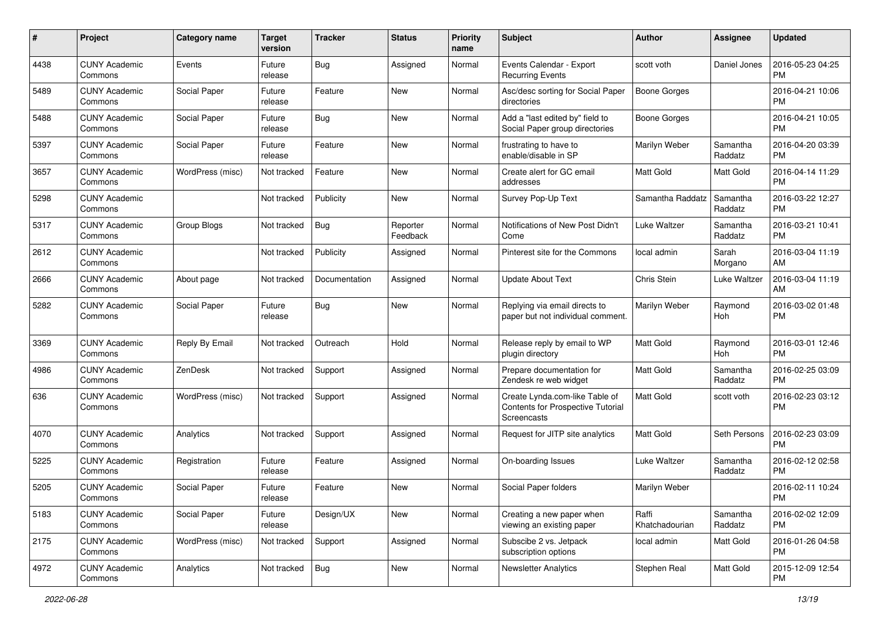| # | Project | Category name | Target version | Tracker | Status | Priority name | Subject | Author | Assignee | Updated |
|---|---|---|---|---|---|---|---|---|---|---|
| 4438 | CUNY Academic Commons | Events | Future release | Bug | Assigned | Normal | Events Calendar - Export Recurring Events | scott voth | Daniel Jones | 2016-05-23 04:25 PM |
| 5489 | CUNY Academic Commons | Social Paper | Future release | Feature | New | Normal | Asc/desc sorting for Social Paper directories | Boone Gorges | | 2016-04-21 10:06 PM |
| 5488 | CUNY Academic Commons | Social Paper | Future release | Bug | New | Normal | Add a "last edited by" field to Social Paper group directories | Boone Gorges | | 2016-04-21 10:05 PM |
| 5397 | CUNY Academic Commons | Social Paper | Future release | Feature | New | Normal | frustrating to have to enable/disable in SP | Marilyn Weber | Samantha Raddatz | 2016-04-20 03:39 PM |
| 3657 | CUNY Academic Commons | WordPress (misc) | Not tracked | Feature | New | Normal | Create alert for GC email addresses | Matt Gold | Matt Gold | 2016-04-14 11:29 PM |
| 5298 | CUNY Academic Commons | | Not tracked | Publicity | New | Normal | Survey Pop-Up Text | Samantha Raddatz | Samantha Raddatz | 2016-03-22 12:27 PM |
| 5317 | CUNY Academic Commons | Group Blogs | Not tracked | Bug | Reporter Feedback | Normal | Notifications of New Post Didn't Come | Luke Waltzer | Samantha Raddatz | 2016-03-21 10:41 PM |
| 2612 | CUNY Academic Commons | | Not tracked | Publicity | Assigned | Normal | Pinterest site for the Commons | local admin | Sarah Morgano | 2016-03-04 11:19 AM |
| 2666 | CUNY Academic Commons | About page | Not tracked | Documentation | Assigned | Normal | Update About Text | Chris Stein | Luke Waltzer | 2016-03-04 11:19 AM |
| 5282 | CUNY Academic Commons | Social Paper | Future release | Bug | New | Normal | Replying via email directs to paper but not individual comment. | Marilyn Weber | Raymond Hoh | 2016-03-02 01:48 PM |
| 3369 | CUNY Academic Commons | Reply By Email | Not tracked | Outreach | Hold | Normal | Release reply by email to WP plugin directory | Matt Gold | Raymond Hoh | 2016-03-01 12:46 PM |
| 4986 | CUNY Academic Commons | ZenDesk | Not tracked | Support | Assigned | Normal | Prepare documentation for Zendesk re web widget | Matt Gold | Samantha Raddatz | 2016-02-25 03:09 PM |
| 636 | CUNY Academic Commons | WordPress (misc) | Not tracked | Support | Assigned | Normal | Create Lynda.com-like Table of Contents for Prospective Tutorial Screencasts | Matt Gold | scott voth | 2016-02-23 03:12 PM |
| 4070 | CUNY Academic Commons | Analytics | Not tracked | Support | Assigned | Normal | Request for JITP site analytics | Matt Gold | Seth Persons | 2016-02-23 03:09 PM |
| 5225 | CUNY Academic Commons | Registration | Future release | Feature | Assigned | Normal | On-boarding Issues | Luke Waltzer | Samantha Raddatz | 2016-02-12 02:58 PM |
| 5205 | CUNY Academic Commons | Social Paper | Future release | Feature | New | Normal | Social Paper folders | Marilyn Weber | | 2016-02-11 10:24 PM |
| 5183 | CUNY Academic Commons | Social Paper | Future release | Design/UX | New | Normal | Creating a new paper when viewing an existing paper | Raffi Khatchadourian | Samantha Raddatz | 2016-02-02 12:09 PM |
| 2175 | CUNY Academic Commons | WordPress (misc) | Not tracked | Support | Assigned | Normal | Subscibe 2 vs. Jetpack subscription options | local admin | Matt Gold | 2016-01-26 04:58 PM |
| 4972 | CUNY Academic Commons | Analytics | Not tracked | Bug | New | Normal | Newsletter Analytics | Stephen Real | Matt Gold | 2015-12-09 12:54 PM |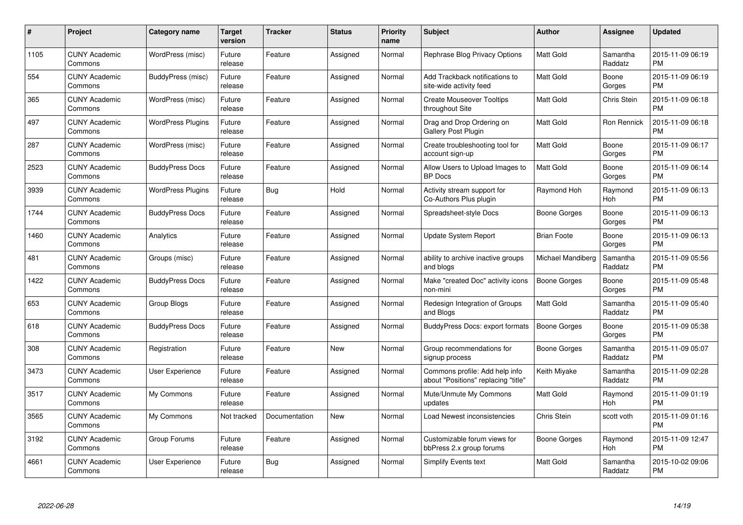| # | Project | Category name | Target version | Tracker | Status | Priority name | Subject | Author | Assignee | Updated |
|---|---|---|---|---|---|---|---|---|---|---|
| 1105 | CUNY Academic Commons | WordPress (misc) | Future release | Feature | Assigned | Normal | Rephrase Blog Privacy Options | Matt Gold | Samantha Raddatz | 2015-11-09 06:19 PM |
| 554 | CUNY Academic Commons | BuddyPress (misc) | Future release | Feature | Assigned | Normal | Add Trackback notifications to site-wide activity feed | Matt Gold | Boone Gorges | 2015-11-09 06:19 PM |
| 365 | CUNY Academic Commons | WordPress (misc) | Future release | Feature | Assigned | Normal | Create Mouseover Tooltips throughout Site | Matt Gold | Chris Stein | 2015-11-09 06:18 PM |
| 497 | CUNY Academic Commons | WordPress Plugins | Future release | Feature | Assigned | Normal | Drag and Drop Ordering on Gallery Post Plugin | Matt Gold | Ron Rennick | 2015-11-09 06:18 PM |
| 287 | CUNY Academic Commons | WordPress (misc) | Future release | Feature | Assigned | Normal | Create troubleshooting tool for account sign-up | Matt Gold | Boone Gorges | 2015-11-09 06:17 PM |
| 2523 | CUNY Academic Commons | BuddyPress Docs | Future release | Feature | Assigned | Normal | Allow Users to Upload Images to BP Docs | Matt Gold | Boone Gorges | 2015-11-09 06:14 PM |
| 3939 | CUNY Academic Commons | WordPress Plugins | Future release | Bug | Hold | Normal | Activity stream support for Co-Authors Plus plugin | Raymond Hoh | Raymond Hoh | 2015-11-09 06:13 PM |
| 1744 | CUNY Academic Commons | BuddyPress Docs | Future release | Feature | Assigned | Normal | Spreadsheet-style Docs | Boone Gorges | Boone Gorges | 2015-11-09 06:13 PM |
| 1460 | CUNY Academic Commons | Analytics | Future release | Feature | Assigned | Normal | Update System Report | Brian Foote | Boone Gorges | 2015-11-09 06:13 PM |
| 481 | CUNY Academic Commons | Groups (misc) | Future release | Feature | Assigned | Normal | ability to archive inactive groups and blogs | Michael Mandiberg | Samantha Raddatz | 2015-11-09 05:56 PM |
| 1422 | CUNY Academic Commons | BuddyPress Docs | Future release | Feature | Assigned | Normal | Make "created Doc" activity icons non-mini | Boone Gorges | Boone Gorges | 2015-11-09 05:48 PM |
| 653 | CUNY Academic Commons | Group Blogs | Future release | Feature | Assigned | Normal | Redesign Integration of Groups and Blogs | Matt Gold | Samantha Raddatz | 2015-11-09 05:40 PM |
| 618 | CUNY Academic Commons | BuddyPress Docs | Future release | Feature | Assigned | Normal | BuddyPress Docs: export formats | Boone Gorges | Boone Gorges | 2015-11-09 05:38 PM |
| 308 | CUNY Academic Commons | Registration | Future release | Feature | New | Normal | Group recommendations for signup process | Boone Gorges | Samantha Raddatz | 2015-11-09 05:07 PM |
| 3473 | CUNY Academic Commons | User Experience | Future release | Feature | Assigned | Normal | Commons profile: Add help info about "Positions" replacing "title" | Keith Miyake | Samantha Raddatz | 2015-11-09 02:28 PM |
| 3517 | CUNY Academic Commons | My Commons | Future release | Feature | Assigned | Normal | Mute/Unmute My Commons updates | Matt Gold | Raymond Hoh | 2015-11-09 01:19 PM |
| 3565 | CUNY Academic Commons | My Commons | Not tracked | Documentation | New | Normal | Load Newest inconsistencies | Chris Stein | scott voth | 2015-11-09 01:16 PM |
| 3192 | CUNY Academic Commons | Group Forums | Future release | Feature | Assigned | Normal | Customizable forum views for bbPress 2.x group forums | Boone Gorges | Raymond Hoh | 2015-11-09 12:47 PM |
| 4661 | CUNY Academic Commons | User Experience | Future release | Bug | Assigned | Normal | Simplify Events text | Matt Gold | Samantha Raddatz | 2015-10-02 09:06 PM |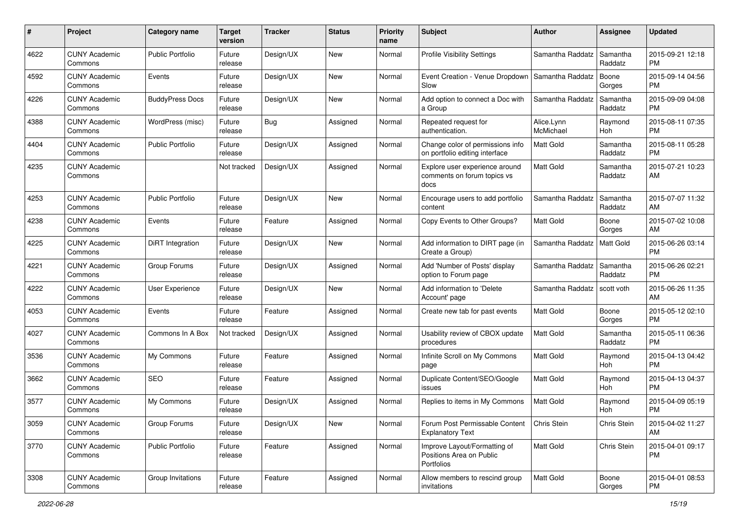| # | Project | Category name | Target version | Tracker | Status | Priority name | Subject | Author | Assignee | Updated |
|---|---|---|---|---|---|---|---|---|---|---|
| 4622 | CUNY Academic Commons | Public Portfolio | Future release | Design/UX | New | Normal | Profile Visibility Settings | Samantha Raddatz | Samantha Raddatz | 2015-09-21 12:18 PM |
| 4592 | CUNY Academic Commons | Events | Future release | Design/UX | New | Normal | Event Creation - Venue Dropdown Slow | Samantha Raddatz | Boone Gorges | 2015-09-14 04:56 PM |
| 4226 | CUNY Academic Commons | BuddyPress Docs | Future release | Design/UX | New | Normal | Add option to connect a Doc with a Group | Samantha Raddatz | Samantha Raddatz | 2015-09-09 04:08 PM |
| 4388 | CUNY Academic Commons | WordPress (misc) | Future release | Bug | Assigned | Normal | Repeated request for authentication. | Alice.Lynn McMichael | Raymond Hoh | 2015-08-11 07:35 PM |
| 4404 | CUNY Academic Commons | Public Portfolio | Future release | Design/UX | Assigned | Normal | Change color of permissions info on portfolio editing interface | Matt Gold | Samantha Raddatz | 2015-08-11 05:28 PM |
| 4235 | CUNY Academic Commons | | Not tracked | Design/UX | Assigned | Normal | Explore user experience around comments on forum topics vs docs | Matt Gold | Samantha Raddatz | 2015-07-21 10:23 AM |
| 4253 | CUNY Academic Commons | Public Portfolio | Future release | Design/UX | New | Normal | Encourage users to add portfolio content | Samantha Raddatz | Samantha Raddatz | 2015-07-07 11:32 AM |
| 4238 | CUNY Academic Commons | Events | Future release | Feature | Assigned | Normal | Copy Events to Other Groups? | Matt Gold | Boone Gorges | 2015-07-02 10:08 AM |
| 4225 | CUNY Academic Commons | DiRT Integration | Future release | Design/UX | New | Normal | Add information to DIRT page (in Create a Group) | Samantha Raddatz | Matt Gold | 2015-06-26 03:14 PM |
| 4221 | CUNY Academic Commons | Group Forums | Future release | Design/UX | Assigned | Normal | Add 'Number of Posts' display option to Forum page | Samantha Raddatz | Samantha Raddatz | 2015-06-26 02:21 PM |
| 4222 | CUNY Academic Commons | User Experience | Future release | Design/UX | New | Normal | Add information to 'Delete Account' page | Samantha Raddatz | scott voth | 2015-06-26 11:35 AM |
| 4053 | CUNY Academic Commons | Events | Future release | Feature | Assigned | Normal | Create new tab for past events | Matt Gold | Boone Gorges | 2015-05-12 02:10 PM |
| 4027 | CUNY Academic Commons | Commons In A Box | Not tracked | Design/UX | Assigned | Normal | Usability review of CBOX update procedures | Matt Gold | Samantha Raddatz | 2015-05-11 06:36 PM |
| 3536 | CUNY Academic Commons | My Commons | Future release | Feature | Assigned | Normal | Infinite Scroll on My Commons page | Matt Gold | Raymond Hoh | 2015-04-13 04:42 PM |
| 3662 | CUNY Academic Commons | SEO | Future release | Feature | Assigned | Normal | Duplicate Content/SEO/Google issues | Matt Gold | Raymond Hoh | 2015-04-13 04:37 PM |
| 3577 | CUNY Academic Commons | My Commons | Future release | Design/UX | Assigned | Normal | Replies to items in My Commons | Matt Gold | Raymond Hoh | 2015-04-09 05:19 PM |
| 3059 | CUNY Academic Commons | Group Forums | Future release | Design/UX | New | Normal | Forum Post Permissable Content Explanatory Text | Chris Stein | Chris Stein | 2015-04-02 11:27 AM |
| 3770 | CUNY Academic Commons | Public Portfolio | Future release | Feature | Assigned | Normal | Improve Layout/Formatting of Positions Area on Public Portfolios | Matt Gold | Chris Stein | 2015-04-01 09:17 PM |
| 3308 | CUNY Academic Commons | Group Invitations | Future release | Feature | Assigned | Normal | Allow members to rescind group invitations | Matt Gold | Boone Gorges | 2015-04-01 08:53 PM |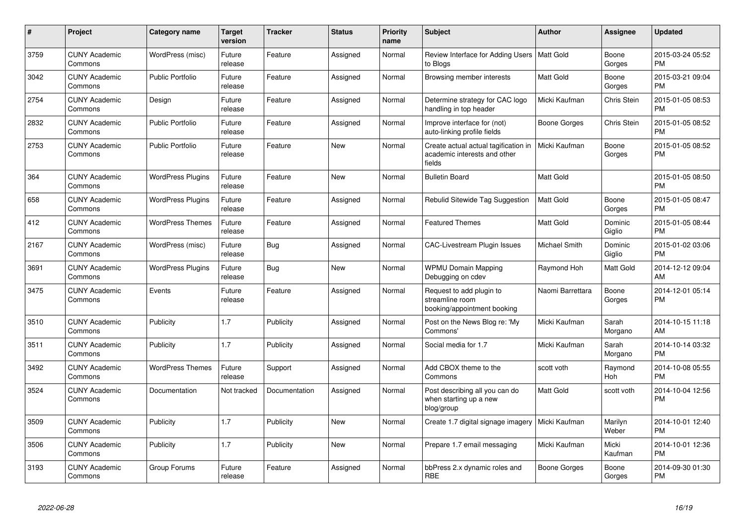| # | Project | Category name | Target version | Tracker | Status | Priority name | Subject | Author | Assignee | Updated |
|---|---|---|---|---|---|---|---|---|---|---|
| 3759 | CUNY Academic Commons | WordPress (misc) | Future release | Feature | Assigned | Normal | Review Interface for Adding Users to Blogs | Matt Gold | Boone Gorges | 2015-03-24 05:52 PM |
| 3042 | CUNY Academic Commons | Public Portfolio | Future release | Feature | Assigned | Normal | Browsing member interests | Matt Gold | Boone Gorges | 2015-03-21 09:04 PM |
| 2754 | CUNY Academic Commons | Design | Future release | Feature | Assigned | Normal | Determine strategy for CAC logo handling in top header | Micki Kaufman | Chris Stein | 2015-01-05 08:53 PM |
| 2832 | CUNY Academic Commons | Public Portfolio | Future release | Feature | Assigned | Normal | Improve interface for (not) auto-linking profile fields | Boone Gorges | Chris Stein | 2015-01-05 08:52 PM |
| 2753 | CUNY Academic Commons | Public Portfolio | Future release | Feature | New | Normal | Create actual actual tagification in academic interests and other fields | Micki Kaufman | Boone Gorges | 2015-01-05 08:52 PM |
| 364 | CUNY Academic Commons | WordPress Plugins | Future release | Feature | New | Normal | Bulletin Board | Matt Gold | | 2015-01-05 08:50 PM |
| 658 | CUNY Academic Commons | WordPress Plugins | Future release | Feature | Assigned | Normal | Rebulid Sitewide Tag Suggestion | Matt Gold | Boone Gorges | 2015-01-05 08:47 PM |
| 412 | CUNY Academic Commons | WordPress Themes | Future release | Feature | Assigned | Normal | Featured Themes | Matt Gold | Dominic Giglio | 2015-01-05 08:44 PM |
| 2167 | CUNY Academic Commons | WordPress (misc) | Future release | Bug | Assigned | Normal | CAC-Livestream Plugin Issues | Michael Smith | Dominic Giglio | 2015-01-02 03:06 PM |
| 3691 | CUNY Academic Commons | WordPress Plugins | Future release | Bug | New | Normal | WPMU Domain Mapping Debugging on cdev | Raymond Hoh | Matt Gold | 2014-12-12 09:04 AM |
| 3475 | CUNY Academic Commons | Events | Future release | Feature | Assigned | Normal | Request to add plugin to streamline room booking/appointment booking | Naomi Barrettara | Boone Gorges | 2014-12-01 05:14 PM |
| 3510 | CUNY Academic Commons | Publicity | 1.7 | Publicity | Assigned | Normal | Post on the News Blog re: 'My Commons' | Micki Kaufman | Sarah Morgano | 2014-10-15 11:18 AM |
| 3511 | CUNY Academic Commons | Publicity | 1.7 | Publicity | Assigned | Normal | Social media for 1.7 | Micki Kaufman | Sarah Morgano | 2014-10-14 03:32 PM |
| 3492 | CUNY Academic Commons | WordPress Themes | Future release | Support | Assigned | Normal | Add CBOX theme to the Commons | scott voth | Raymond Hoh | 2014-10-08 05:55 PM |
| 3524 | CUNY Academic Commons | Documentation | Not tracked | Documentation | Assigned | Normal | Post describing all you can do when starting up a new blog/group | Matt Gold | scott voth | 2014-10-04 12:56 PM |
| 3509 | CUNY Academic Commons | Publicity | 1.7 | Publicity | New | Normal | Create 1.7 digital signage imagery | Micki Kaufman | Marilyn Weber | 2014-10-01 12:40 PM |
| 3506 | CUNY Academic Commons | Publicity | 1.7 | Publicity | New | Normal | Prepare 1.7 email messaging | Micki Kaufman | Micki Kaufman | 2014-10-01 12:36 PM |
| 3193 | CUNY Academic Commons | Group Forums | Future release | Feature | Assigned | Normal | bbPress 2.x dynamic roles and RBE | Boone Gorges | Boone Gorges | 2014-09-30 01:30 PM |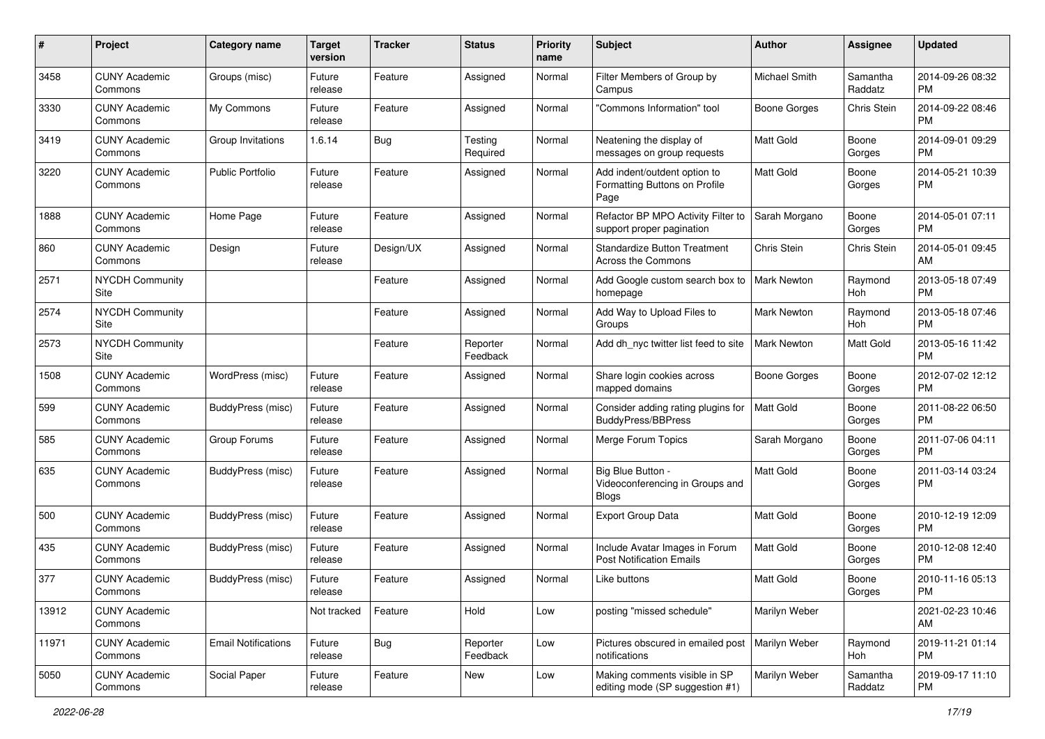| # | Project | Category name | Target version | Tracker | Status | Priority name | Subject | Author | Assignee | Updated |
|---|---|---|---|---|---|---|---|---|---|---|
| 3458 | CUNY Academic Commons | Groups (misc) | Future release | Feature | Assigned | Normal | Filter Members of Group by Campus | Michael Smith | Samantha Raddatz | 2014-09-26 08:32 PM |
| 3330 | CUNY Academic Commons | My Commons | Future release | Feature | Assigned | Normal | "Commons Information" tool | Boone Gorges | Chris Stein | 2014-09-22 08:46 PM |
| 3419 | CUNY Academic Commons | Group Invitations | 1.6.14 | Bug | Testing Required | Normal | Neatening the display of messages on group requests | Matt Gold | Boone Gorges | 2014-09-01 09:29 PM |
| 3220 | CUNY Academic Commons | Public Portfolio | Future release | Feature | Assigned | Normal | Add indent/outdent option to Formatting Buttons on Profile Page | Matt Gold | Boone Gorges | 2014-05-21 10:39 PM |
| 1888 | CUNY Academic Commons | Home Page | Future release | Feature | Assigned | Normal | Refactor BP MPO Activity Filter to support proper pagination | Sarah Morgano | Boone Gorges | 2014-05-01 07:11 PM |
| 860 | CUNY Academic Commons | Design | Future release | Design/UX | Assigned | Normal | Standardize Button Treatment Across the Commons | Chris Stein | Chris Stein | 2014-05-01 09:45 AM |
| 2571 | NYCDH Community Site | | | Feature | Assigned | Normal | Add Google custom search box to homepage | Mark Newton | Raymond Hoh | 2013-05-18 07:49 PM |
| 2574 | NYCDH Community Site | | | Feature | Assigned | Normal | Add Way to Upload Files to Groups | Mark Newton | Raymond Hoh | 2013-05-18 07:46 PM |
| 2573 | NYCDH Community Site | | | Feature | Reporter Feedback | Normal | Add dh_nyc twitter list feed to site | Mark Newton | Matt Gold | 2013-05-16 11:42 PM |
| 1508 | CUNY Academic Commons | WordPress (misc) | Future release | Feature | Assigned | Normal | Share login cookies across mapped domains | Boone Gorges | Boone Gorges | 2012-07-02 12:12 PM |
| 599 | CUNY Academic Commons | BuddyPress (misc) | Future release | Feature | Assigned | Normal | Consider adding rating plugins for BuddyPress/BBPress | Matt Gold | Boone Gorges | 2011-08-22 06:50 PM |
| 585 | CUNY Academic Commons | Group Forums | Future release | Feature | Assigned | Normal | Merge Forum Topics | Sarah Morgano | Boone Gorges | 2011-07-06 04:11 PM |
| 635 | CUNY Academic Commons | BuddyPress (misc) | Future release | Feature | Assigned | Normal | Big Blue Button - Videoconferencing in Groups and Blogs | Matt Gold | Boone Gorges | 2011-03-14 03:24 PM |
| 500 | CUNY Academic Commons | BuddyPress (misc) | Future release | Feature | Assigned | Normal | Export Group Data | Matt Gold | Boone Gorges | 2010-12-19 12:09 PM |
| 435 | CUNY Academic Commons | BuddyPress (misc) | Future release | Feature | Assigned | Normal | Include Avatar Images in Forum Post Notification Emails | Matt Gold | Boone Gorges | 2010-12-08 12:40 PM |
| 377 | CUNY Academic Commons | BuddyPress (misc) | Future release | Feature | Assigned | Normal | Like buttons | Matt Gold | Boone Gorges | 2010-11-16 05:13 PM |
| 13912 | CUNY Academic Commons | | Not tracked | Feature | Hold | Low | posting "missed schedule" | Marilyn Weber | | 2021-02-23 10:46 AM |
| 11971 | CUNY Academic Commons | Email Notifications | Future release | Bug | Reporter Feedback | Low | Pictures obscured in emailed post notifications | Marilyn Weber | Raymond Hoh | 2019-11-21 01:14 PM |
| 5050 | CUNY Academic Commons | Social Paper | Future release | Feature | New | Low | Making comments visible in SP editing mode (SP suggestion #1) | Marilyn Weber | Samantha Raddatz | 2019-09-17 11:10 PM |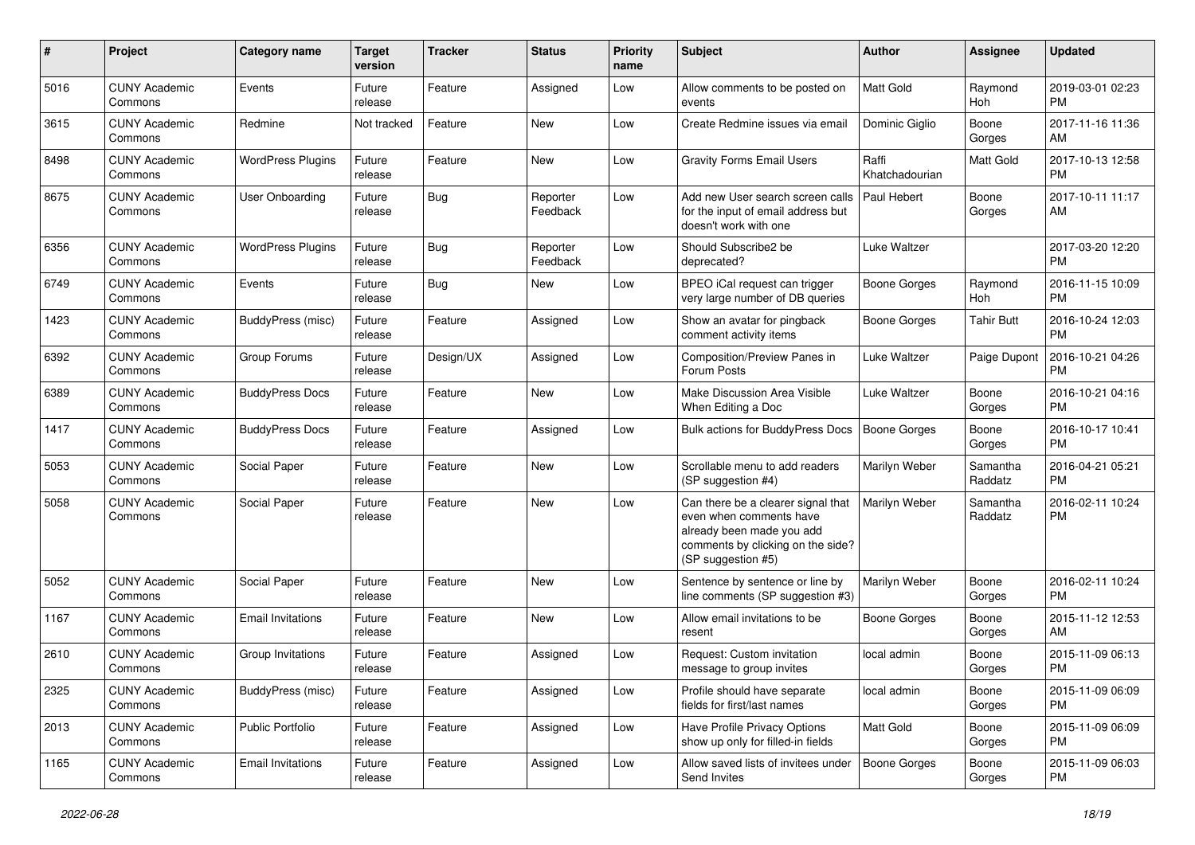| # | Project | Category name | Target version | Tracker | Status | Priority name | Subject | Author | Assignee | Updated |
|---|---|---|---|---|---|---|---|---|---|---|
| 5016 | CUNY Academic Commons | Events | Future release | Feature | Assigned | Low | Allow comments to be posted on events | Matt Gold | Raymond Hoh | 2019-03-01 02:23 PM |
| 3615 | CUNY Academic Commons | Redmine | Not tracked | Feature | New | Low | Create Redmine issues via email | Dominic Giglio | Boone Gorges | 2017-11-16 11:36 AM |
| 8498 | CUNY Academic Commons | WordPress Plugins | Future release | Feature | New | Low | Gravity Forms Email Users | Raffi Khatchadourian | Matt Gold | 2017-10-13 12:58 PM |
| 8675 | CUNY Academic Commons | User Onboarding | Future release | Bug | Reporter Feedback | Low | Add new User search screen calls for the input of email address but doesn't work with one | Paul Hebert | Boone Gorges | 2017-10-11 11:17 AM |
| 6356 | CUNY Academic Commons | WordPress Plugins | Future release | Bug | Reporter Feedback | Low | Should Subscribe2 be deprecated? | Luke Waltzer | | 2017-03-20 12:20 PM |
| 6749 | CUNY Academic Commons | Events | Future release | Bug | New | Low | BPEO iCal request can trigger very large number of DB queries | Boone Gorges | Raymond Hoh | 2016-11-15 10:09 PM |
| 1423 | CUNY Academic Commons | BuddyPress (misc) | Future release | Feature | Assigned | Low | Show an avatar for pingback comment activity items | Boone Gorges | Tahir Butt | 2016-10-24 12:03 PM |
| 6392 | CUNY Academic Commons | Group Forums | Future release | Design/UX | Assigned | Low | Composition/Preview Panes in Forum Posts | Luke Waltzer | Paige Dupont | 2016-10-21 04:26 PM |
| 6389 | CUNY Academic Commons | BuddyPress Docs | Future release | Feature | New | Low | Make Discussion Area Visible When Editing a Doc | Luke Waltzer | Boone Gorges | 2016-10-21 04:16 PM |
| 1417 | CUNY Academic Commons | BuddyPress Docs | Future release | Feature | Assigned | Low | Bulk actions for BuddyPress Docs | Boone Gorges | Boone Gorges | 2016-10-17 10:41 PM |
| 5053 | CUNY Academic Commons | Social Paper | Future release | Feature | New | Low | Scrollable menu to add readers (SP suggestion #4) | Marilyn Weber | Samantha Raddatz | 2016-04-21 05:21 PM |
| 5058 | CUNY Academic Commons | Social Paper | Future release | Feature | New | Low | Can there be a clearer signal that even when comments have already been made you add comments by clicking on the side? (SP suggestion #5) | Marilyn Weber | Samantha Raddatz | 2016-02-11 10:24 PM |
| 5052 | CUNY Academic Commons | Social Paper | Future release | Feature | New | Low | Sentence by sentence or line by line comments (SP suggestion #3) | Marilyn Weber | Boone Gorges | 2016-02-11 10:24 PM |
| 1167 | CUNY Academic Commons | Email Invitations | Future release | Feature | New | Low | Allow email invitations to be resent | Boone Gorges | Boone Gorges | 2015-11-12 12:53 AM |
| 2610 | CUNY Academic Commons | Group Invitations | Future release | Feature | Assigned | Low | Request: Custom invitation message to group invites | local admin | Boone Gorges | 2015-11-09 06:13 PM |
| 2325 | CUNY Academic Commons | BuddyPress (misc) | Future release | Feature | Assigned | Low | Profile should have separate fields for first/last names | local admin | Boone Gorges | 2015-11-09 06:09 PM |
| 2013 | CUNY Academic Commons | Public Portfolio | Future release | Feature | Assigned | Low | Have Profile Privacy Options show up only for filled-in fields | Matt Gold | Boone Gorges | 2015-11-09 06:09 PM |
| 1165 | CUNY Academic Commons | Email Invitations | Future release | Feature | Assigned | Low | Allow saved lists of invitees under Send Invites | Boone Gorges | Boone Gorges | 2015-11-09 06:03 PM |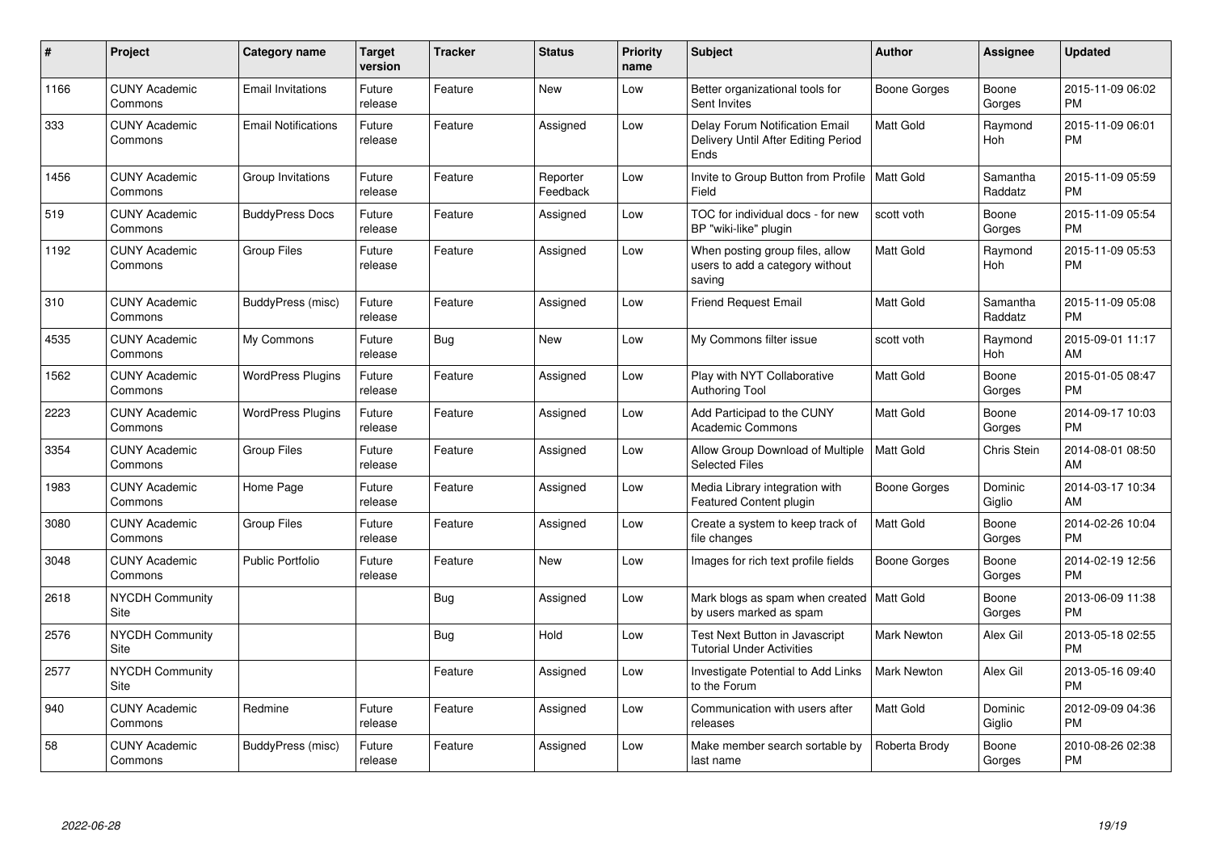| # | Project | Category name | Target version | Tracker | Status | Priority name | Subject | Author | Assignee | Updated |
|---|---|---|---|---|---|---|---|---|---|---|
| 1166 | CUNY Academic Commons | Email Invitations | Future release | Feature | New | Low | Better organizational tools for Sent Invites | Boone Gorges | Boone Gorges | 2015-11-09 06:02 PM |
| 333 | CUNY Academic Commons | Email Notifications | Future release | Feature | Assigned | Low | Delay Forum Notification Email Delivery Until After Editing Period Ends | Matt Gold | Raymond Hoh | 2015-11-09 06:01 PM |
| 1456 | CUNY Academic Commons | Group Invitations | Future release | Feature | Reporter Feedback | Low | Invite to Group Button from Profile Field | Matt Gold | Samantha Raddatz | 2015-11-09 05:59 PM |
| 519 | CUNY Academic Commons | BuddyPress Docs | Future release | Feature | Assigned | Low | TOC for individual docs - for new BP "wiki-like" plugin | scott voth | Boone Gorges | 2015-11-09 05:54 PM |
| 1192 | CUNY Academic Commons | Group Files | Future release | Feature | Assigned | Low | When posting group files, allow users to add a category without saving | Matt Gold | Raymond Hoh | 2015-11-09 05:53 PM |
| 310 | CUNY Academic Commons | BuddyPress (misc) | Future release | Feature | Assigned | Low | Friend Request Email | Matt Gold | Samantha Raddatz | 2015-11-09 05:08 PM |
| 4535 | CUNY Academic Commons | My Commons | Future release | Bug | New | Low | My Commons filter issue | scott voth | Raymond Hoh | 2015-09-01 11:17 AM |
| 1562 | CUNY Academic Commons | WordPress Plugins | Future release | Feature | Assigned | Low | Play with NYT Collaborative Authoring Tool | Matt Gold | Boone Gorges | 2015-01-05 08:47 PM |
| 2223 | CUNY Academic Commons | WordPress Plugins | Future release | Feature | Assigned | Low | Add Participad to the CUNY Academic Commons | Matt Gold | Boone Gorges | 2014-09-17 10:03 PM |
| 3354 | CUNY Academic Commons | Group Files | Future release | Feature | Assigned | Low | Allow Group Download of Multiple Selected Files | Matt Gold | Chris Stein | 2014-08-01 08:50 AM |
| 1983 | CUNY Academic Commons | Home Page | Future release | Feature | Assigned | Low | Media Library integration with Featured Content plugin | Boone Gorges | Dominic Giglio | 2014-03-17 10:34 AM |
| 3080 | CUNY Academic Commons | Group Files | Future release | Feature | Assigned | Low | Create a system to keep track of file changes | Matt Gold | Boone Gorges | 2014-02-26 10:04 PM |
| 3048 | CUNY Academic Commons | Public Portfolio | Future release | Feature | New | Low | Images for rich text profile fields | Boone Gorges | Boone Gorges | 2014-02-19 12:56 PM |
| 2618 | NYCDH Community Site | | | Bug | Assigned | Low | Mark blogs as spam when created by users marked as spam | Matt Gold | Boone Gorges | 2013-06-09 11:38 PM |
| 2576 | NYCDH Community Site | | | Bug | Hold | Low | Test Next Button in Javascript Tutorial Under Activities | Mark Newton | Alex Gil | 2013-05-18 02:55 PM |
| 2577 | NYCDH Community Site | | | Feature | Assigned | Low | Investigate Potential to Add Links to the Forum | Mark Newton | Alex Gil | 2013-05-16 09:40 PM |
| 940 | CUNY Academic Commons | Redmine | Future release | Feature | Assigned | Low | Communication with users after releases | Matt Gold | Dominic Giglio | 2012-09-09 04:36 PM |
| 58 | CUNY Academic Commons | BuddyPress (misc) | Future release | Feature | Assigned | Low | Make member search sortable by last name | Roberta Brody | Boone Gorges | 2010-08-26 02:38 PM |